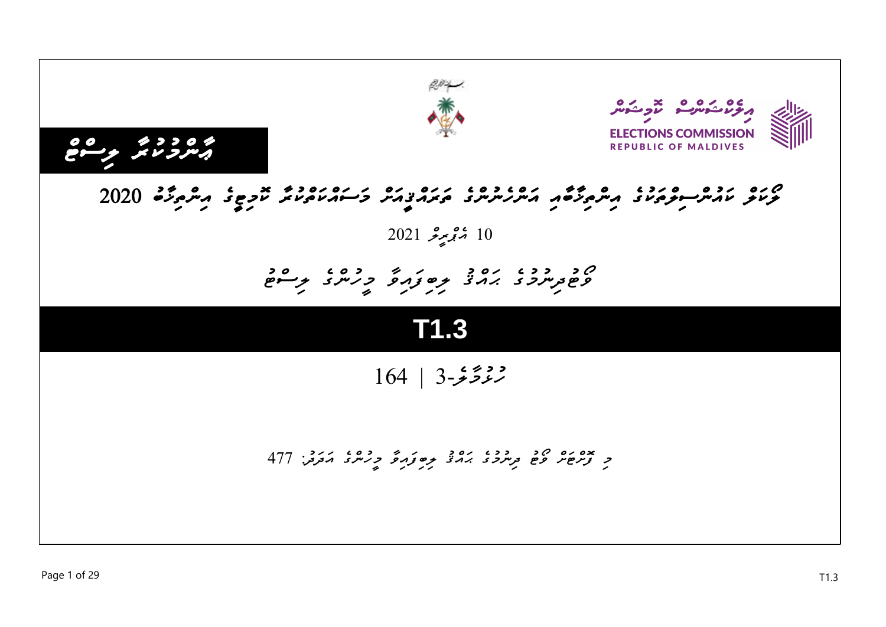ELECTIONS COMMISSION
REPUBLIC OF MALDIVES

އަންގުމުގެ ލިސްޓު

# ލޯކަލް ކައުންސިލްތަކުގެ އިންތިޚާބާއި އަންހެނުންގެ ތަރައްޤީއަށް މަސައްކަތްކުރާ ކޮމިޓީގެ އިންތިޚާބު 2020

10 އޭޕްރިލް 2021

ވޯޓުދިނުމުގެ ކައުންސިލް ދާއިރާ މީހުންގެ ލިސްޓު

# T1.3

ހުޅުމާލެ-3 | 164

މި ފޯމުގައި ވޯޓު ދިނުމުގެ ކައުންސިލް ދާއިރާ މީހުންގެ އަދަދު: 477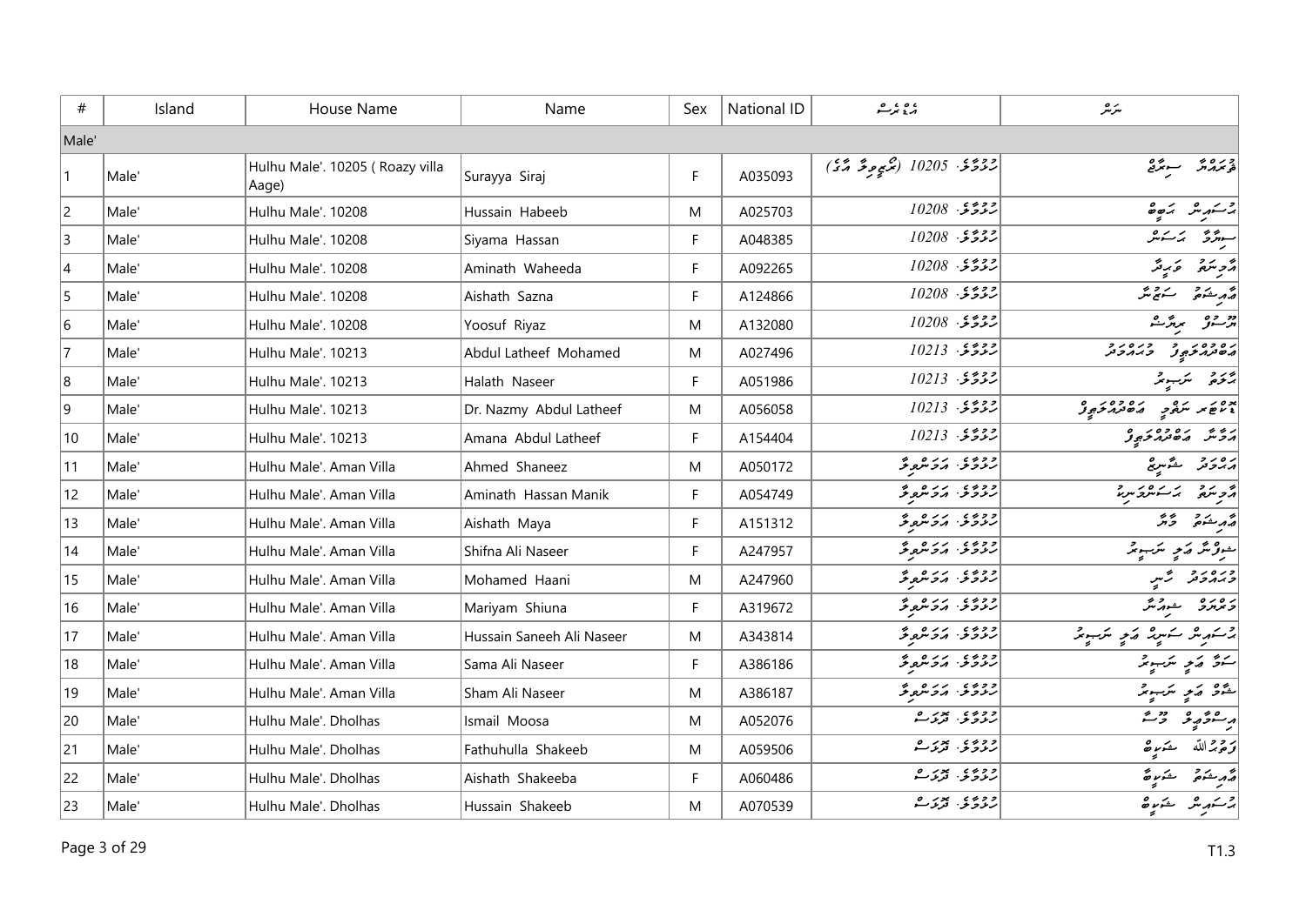| # | Island | House Name | Name | Sex | National ID | ދާއިރާ | ނަން |
|---|---|---|---|---|---|---|---|
| Male' | | | | | | | |
| 1 | Male' | Hulhu Male'. 10205 ( Roazy villa Aage) | Surayya Siraj | F | A035093 | ހުޅުމާލެ. 10205 (ރޯޒީވިލާ އާގެ) | ޘުރައްޔާ ސިރާޖު |
| 2 | Male' | Hulhu Male'. 10208 | Hussain Habeeb | M | A025703 | ހުޅުމާލެ. 10208 | ހުސައިން ހަބީބު |
| 3 | Male' | Hulhu Male'. 10208 | Siyama Hassan | F | A048385 | ހުޅުމާލެ. 10208 | ސިޔާމާ ހަސަން |
| 4 | Male' | Hulhu Male'. 10208 | Aminath Waheeda | F | A092265 | ހުޅުމާލެ. 10208 | އާމިނަތު ވަހީދާ |
| 5 | Male' | Hulhu Male'. 10208 | Aishath Sazna | F | A124866 | ހުޅުމާލެ. 10208 | އާއިޝަތު ސަޒްނާ |
| 6 | Male' | Hulhu Male'. 10208 | Yoosuf Riyaz | M | A132080 | ހުޅުމާލެ. 10208 | ޔޫސުފް ރިޔާޒް |
| 7 | Male' | Hulhu Male'. 10213 | Abdul Latheef Mohamed | M | A027496 | ހުޅުމާލެ. 10213 | އަބްދުލްލަޠީފު މުޙައްމަދު |
| 8 | Male' | Hulhu Male'. 10213 | Halath Naseer | F | A051986 | ހުޅުމާލެ. 10213 | ހާލަތު ނަސީރު |
| 9 | Male' | Hulhu Male'. 10213 | Dr. Nazmy Abdul Latheef | M | A056058 | ހުޅުމާލެ. 10213 | ޑޮކްޓަރ ނަޒްމީ އަބްދުލްލަޠީފު |
| 10 | Male' | Hulhu Male'. 10213 | Amana Abdul Latheef | F | A154404 | ހުޅުމާލެ. 10213 | އަމާނާ އަބްދުލްލަޠީފު |
| 11 | Male' | Hulhu Male'. Aman Villa | Ahmed Shaneez | M | A050172 | ހުޅުމާލެ. އަމަންވިލާ | އަޙްމަދު ޝާނީޒް |
| 12 | Male' | Hulhu Male'. Aman Villa | Aminath Hassan Manik | F | A054749 | ހުޅުމާލެ. އަމަންވިލާ | އާމިނަތު ހަސަންމަނިކު |
| 13 | Male' | Hulhu Male'. Aman Villa | Aishath Maya | F | A151312 | ހުޅުމާލެ. އަމަންވިލާ | އާއިޝަތު މާޔާ |
| 14 | Male' | Hulhu Male'. Aman Villa | Shifna Ali Naseer | F | A247957 | ހުޅުމާލެ. އަމަންވިލާ | ޝިފްނާ ޢަލީ ނަސީރު |
| 15 | Male' | Hulhu Male'. Aman Villa | Mohamed Haani | M | A247960 | ހުޅުމާލެ. އަމަންވިލާ | މުޙައްމަދު ހާނި |
| 16 | Male' | Hulhu Male'. Aman Villa | Mariyam Shiuna | F | A319672 | ހުޅުމާލެ. އަމަންވިލާ | މަރިޔަމް ޝިއުނާ |
| 17 | Male' | Hulhu Male'. Aman Villa | Hussain Saneeh Ali Naseer | M | A343814 | ހުޅުމާލެ. އަމަންވިލާ | ހުސައިން ސަނީހު ޢަލީ ނަސީރު |
| 18 | Male' | Hulhu Male'. Aman Villa | Sama Ali Naseer | F | A386186 | ހުޅުމާލެ. އަމަންވިލާ | ސަމާ ޢަލީ ނަސީރު |
| 19 | Male' | Hulhu Male'. Aman Villa | Sham Ali Naseer | M | A386187 | ހުޅުމާލެ. އަމަންވިލާ | ޝާމް ޢަލީ ނަސީރު |
| 20 | Male' | Hulhu Male'. Dholhas | Ismail Moosa | M | A052076 | ހުޅުމާލެ. ދޮޅަސް | އިސްމާޢީލް މޫސާ |
| 21 | Male' | Hulhu Male'. Dholhas | Fathuhulla Shakeeb | M | A059506 | ހުޅުމާލެ. ދޮޅަސް | ފަތުހުﷲ ޝަކީބު |
| 22 | Male' | Hulhu Male'. Dholhas | Aishath Shakeeba | F | A060486 | ހުޅުމާލެ. ދޮޅަސް | އާއިޝަތު ޝަކީބާ |
| 23 | Male' | Hulhu Male'. Dholhas | Hussain Shakeeb | M | A070539 | ހުޅުމާލެ. ދޮޅަސް | ހުސައިން ޝަކީބު |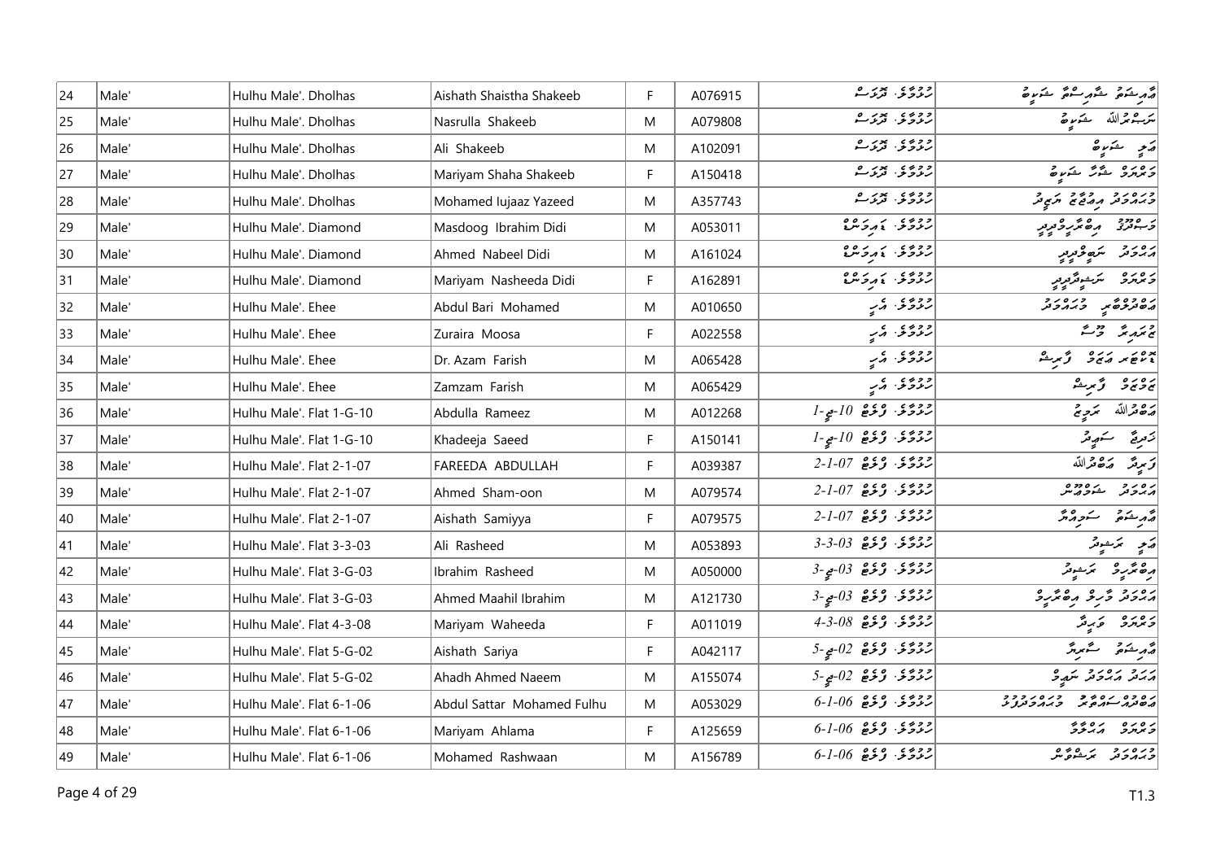| 24 | Male' | Hulhu Male'. Dholhas | Aishath Shaistha Shakeeb | F | A076915 | ހުޅުމާލެ. ދޯޅަސް | އާއިޝަތު ޝާއިސްތާ ޝަކީބު |
|---|---|---|---|---|---|---|---|
| 25 | Male' | Hulhu Male'. Dholhas | Nasrulla Shakeeb | M | A079808 | ހުޅުމާލެ. ދޯޅަސް | ނަސްރުﷲ ޝަކީބު |
| 26 | Male' | Hulhu Male'. Dholhas | Ali Shakeeb | M | A102091 | ހުޅުމާލެ. ދޯޅަސް | އަލި ޝަކީބު |
| 27 | Male' | Hulhu Male'. Dholhas | Mariyam Shaha Shakeeb | F | A150418 | ހުޅުމާލެ. ދޯޅަސް | މަރިޔަމް ޝާހާ ޝަކީބު |
| 28 | Male' | Hulhu Male'. Dholhas | Mohamed Iujaaz Yazeed | M | A357743 | ހުޅުމާލެ. ދޯޅަސް | މުހައްމަދު އިޢުޖާޒު ޔަޒީދު |
| 29 | Male' | Hulhu Male'. Diamond | Masdoog Ibrahim Didi | M | A053011 | ހުޅުމާލެ. ޑައިމަންޑް | މަސްދޫގު އިބްރާހީމްދީދީ |
| 30 | Male' | Hulhu Male'. Diamond | Ahmed Nabeel Didi | M | A161024 | ހުޅުމާލެ. ޑައިމަންޑް | އަހުމަދު ނަބީލްދީދީ |
| 31 | Male' | Hulhu Male'. Diamond | Mariyam Nasheeda Didi | F | A162891 | ހުޅުމާލެ. ޑައިމަންޑް | މަރިޔަމް ނަޝީދާދީދީ |
| 32 | Male' | Hulhu Male'. Ehee | Abdul Bari Mohamed | M | A010650 | ހުޅުމާލެ. އެހީ | އަބްދުލްބާރީ މުހައްމަދު |
| 33 | Male' | Hulhu Male'. Ehee | Zuraira Moosa | F | A022558 | ހުޅުމާލެ. އެހީ | ޒުރައިރާ މޫސާ |
| 34 | Male' | Hulhu Male'. Ehee | Dr. Azam Farish | M | A065428 | ހުޅުމާލެ. އެހީ | ޑރ.އަޒަމް ފާރިޝް |
| 35 | Male' | Hulhu Male'. Ehee | Zamzam Farish | M | A065429 | ހުޅުމާލެ. އެހީ | ޒަމްޒަމް ފާރިޝް |
| 36 | Male' | Hulhu Male'. Flat 1-G-10 | Abdulla Rameez | M | A012268 | ހުޅުމާލެ. ފްލެޓް 1-ޖީ-10 | އަބްދުﷲ ރަމީޒް |
| 37 | Male' | Hulhu Male'. Flat 1-G-10 | Khadeeja Saeed | F | A150141 | ހުޅުމާލެ. ފްލެޓް 1-ޖީ-10 | ޚަދީޖާ ސައީދު |
| 38 | Male' | Hulhu Male'. Flat 2-1-07 | FAREEDA ABDULLAH | F | A039387 | ހުޅުމާލެ. ފްލެޓް 2-1-07 | ފަރީދާ އަބްދުﷲ |
| 39 | Male' | Hulhu Male'. Flat 2-1-07 | Ahmed Sham-oon | M | A079574 | ހުޅުމާލެ. ފްލެޓް 2-1-07 | އަހުމަދު ޝަމްޢޫން |
| 40 | Male' | Hulhu Male'. Flat 2-1-07 | Aishath Samiyya | F | A079575 | ހުޅުމާލެ. ފްލެޓް 2-1-07 | އާއިޝަތު ސަމިއްޔާ |
| 41 | Male' | Hulhu Male'. Flat 3-3-03 | Ali Rasheed | M | A053893 | ހުޅުމާލެ. ފްލެޓް 3-3-03 | އަލި ރަޝީދު |
| 42 | Male' | Hulhu Male'. Flat 3-G-03 | Ibrahim Rasheed | M | A050000 | ހުޅުމާލެ. ފްލެޓް 3-ޖީ-03 | އިބްރާހީމް ރަޝީދު |
| 43 | Male' | Hulhu Male'. Flat 3-G-03 | Ahmed Maahil Ibrahim | M | A121730 | ހުޅުމާލެ. ފްލެޓް 3-ޖީ-03 | އަހުމަދު މާހިލް އިބްރާހީމް |
| 44 | Male' | Hulhu Male'. Flat 4-3-08 | Mariyam Waheeda | F | A011019 | ހުޅުމާލެ. ފްލެޓް 4-3-08 | މަރިޔަމް ވަހީދާ |
| 45 | Male' | Hulhu Male'. Flat 5-G-02 | Aishath Sariya | F | A042117 | ހުޅުމާލެ. ފްލެޓް 5-ޖީ-02 | އާއިޝަތު ސާރިޔާ |
| 46 | Male' | Hulhu Male'. Flat 5-G-02 | Ahadh Ahmed Naeem | M | A155074 | ހުޅުމާލެ. ފްލެޓް 5-ޖީ-02 | އަހަދު އަހުމަދު ނައީމް |
| 47 | Male' | Hulhu Male'. Flat 6-1-06 | Abdul Sattar Mohamed Fulhu | M | A053029 | ހުޅުމާލެ. ފްލެޓް 6-1-06 | އަބްދުލްސައްތާރު މުހައްމަދުފުޅު |
| 48 | Male' | Hulhu Male'. Flat 6-1-06 | Mariyam Ahlama | F | A125659 | ހުޅުމާލެ. ފްލެޓް 6-1-06 | މަރިޔަމް އަހްލާމާ |
| 49 | Male' | Hulhu Male'. Flat 6-1-06 | Mohamed Rashwaan | M | A156789 | ހުޅުމާލެ. ފްލެޓް 6-1-06 | މުހައްމަދު ރަޝްވާން |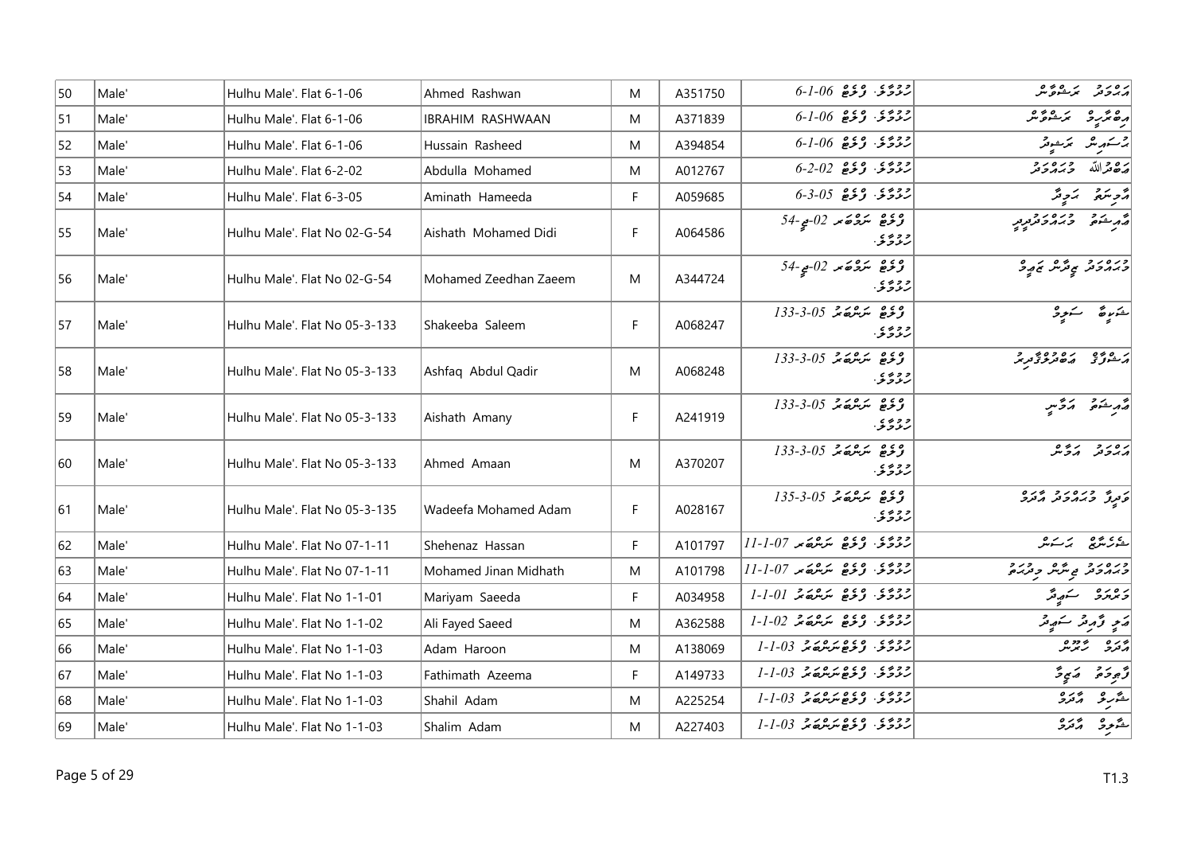| 50 | Male' | Hulhu Male'. Flat 6-1-06 | Ahmed Rashwan | M | A351750 | ހުޅުމާލެ. ފްލެޓް 6-1-06 | އަޙްމަދު ރަޝްވާން |
|---|---|---|---|---|---|---|---|
| 51 | Male' | Hulhu Male'. Flat 6-1-06 | IBRAHIM RASHWAAN | M | A371839 | ހުޅުމާލެ. ފްލެޓް 6-1-06 | އިބްރާހީމް ރަޝްވާން |
| 52 | Male' | Hulhu Male'. Flat 6-1-06 | Hussain Rasheed | M | A394854 | ހުޅުމާލެ. ފްލެޓް 6-1-06 | ހުސައިން ރަޝީދު |
| 53 | Male' | Hulhu Male'. Flat 6-2-02 | Abdulla Mohamed | M | A012767 | ހުޅުމާލެ. ފްލެޓް 6-2-02 | އަބްދުﷲ މުޙައްމަދު |
| 54 | Male' | Hulhu Male'. Flat 6-3-05 | Aminath Hameeda | F | A059685 | ހުޅުމާލެ. ފްލެޓް 6-3-05 | އާމިނަތު ހަމީދާ |
| 55 | Male' | Hulhu Male'. Flat No 02-G-54 | Aishath Mohamed Didi | F | A064586 | ފްލެޓް ނަމްބަރ 02-ޖީ-54 ހުޅުމާލެ. | އާއިޝަތު މުޙައްމަދުދީދީ |
| 56 | Male' | Hulhu Male'. Flat No 02-G-54 | Mohamed Zeedhan Zaeem | M | A344724 | ފްލެޓް ނަމްބަރ 02-ޖީ-54 ހުޅުމާލެ. | މުޙައްމަދު ޒީދާން ޒަޢީމް |
| 57 | Male' | Hulhu Male'. Flat No 05-3-133 | Shakeeba Saleem | F | A068247 | ފްލެޓް ނަންބަރު 05-3-133 ހުޅުމާލެ. | ޝަކީބާ ސަލީމް |
| 58 | Male' | Hulhu Male'. Flat No 05-3-133 | Ashfaq Abdul Qadir | M | A068248 | ފްލެޓް ނަންބަރު 05-3-133 ހުޅުމާލެ. | އަޝްފާގު އަބްދުލްޤާދިރު |
| 59 | Male' | Hulhu Male'. Flat No 05-3-133 | Aishath Amany | F | A241919 | ފްލެޓް ނަންބަރު 05-3-133 ހުޅުމާލެ. | އާއިޝަތު އަމާނީ |
| 60 | Male' | Hulhu Male'. Flat No 05-3-133 | Ahmed Amaan | M | A370207 | ފްލެޓް ނަންބަރު 05-3-133 ހުޅުމާލެ. | އަޙްމަދު އަމާން |
| 61 | Male' | Hulhu Male'. Flat No 05-3-135 | Wadeefa Mohamed Adam | F | A028167 | ފްލެޓް ނަންބަރު 05-3-135 ހުޅުމާލެ. | ވަދީފާ މުޙައްމަދު އާދަމް |
| 62 | Male' | Hulhu Male'. Flat No 07-1-11 | Shehenaz Hassan | F | A101797 | ހުޅުމާލެ. ފްލެޓް ނަންބަރ 07-1-11 | ޝެހެނާޒް ހަސަން |
| 63 | Male' | Hulhu Male'. Flat No 07-1-11 | Mohamed Jinan Midhath | M | A101798 | ހުޅުމާލެ. ފްލެޓް ނަންބަރ 07-1-11 | މުޙައްމަދު ޖިނާން މިދުޙަތު |
| 64 | Male' | Hulhu Male'. Flat No 1-1-01 | Mariyam Saeeda | F | A034958 | ހުޅުމާލެ. ފްލެޓް ނަންބަރު 1-1-01 | މަރިޔަމް ސަޢީދާ |
| 65 | Male' | Hulhu Male'. Flat No 1-1-02 | Ali Fayed Saeed | M | A362588 | ހުޅުމާލެ. ފްލެޓް ނަންބަރު 1-1-02 | އަލި ފާއިދު ސަޢީދު |
| 66 | Male' | Hulhu Male'. Flat No 1-1-03 | Adam Haroon | M | A138069 | ހުޅުމާލެ. ފްލެޓްނަންބަރު 1-1-03 | އާދަމް ހާރޫން |
| 67 | Male' | Hulhu Male'. Flat No 1-1-03 | Fathimath Azeema | F | A149733 | ހުޅުމާލެ. ފްލެޓްނަންބަރު 1-1-03 | ފާތިމަތު އަޒީމާ |
| 68 | Male' | Hulhu Male'. Flat No 1-1-03 | Shahil Adam | M | A225254 | ހުޅުމާލެ. ފްލެޓްނަންބަރު 1-1-03 | ޝާހިލް އާދަމް |
| 69 | Male' | Hulhu Male'. Flat No 1-1-03 | Shalim Adam | M | A227403 | ހުޅުމާލެ. ފްލެޓްނަންބަރު 1-1-03 | ޝާލިމް އާދަމް |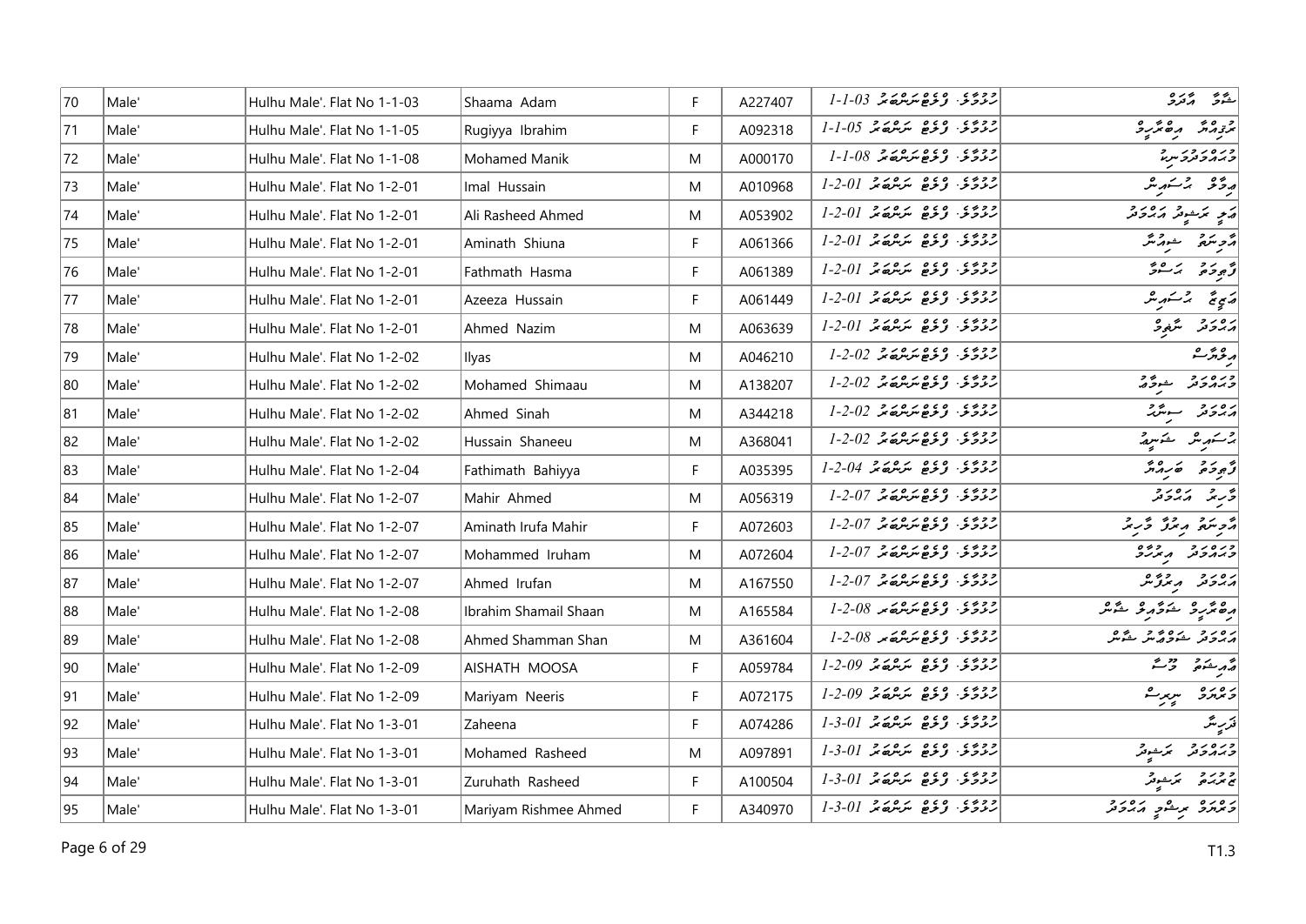| 70 | Male' | Hulhu Male'. Flat No 1-1-03 | Shaama Adam | F | A227407 | ހުޅުމާލެ. ފްލެޓް ނަންބަރު 1-1-03 | ޝާމާ އާދަމް |
|---|---|---|---|---|---|---|---|
| 71 | Male' | Hulhu Male'. Flat No 1-1-05 | Rugiyya Ibrahim | F | A092318 | ހުޅުމާލެ. ފްލެޓް ނަންބަރު 1-1-05 | ރުގިއްޔާ އިބްރާހީމް |
| 72 | Male' | Hulhu Male'. Flat No 1-1-08 | Mohamed Manik | M | A000170 | ހުޅުމާލެ. ފްލެޓް ނަންބަރު 1-1-08 | މުހައްމަދުމާނިކު |
| 73 | Male' | Hulhu Male'. Flat No 1-2-01 | Imal Hussain | M | A010968 | ހުޅުމާލެ. ފްލެޓް ނަންބަރު 1-2-01 | އިމާލް ހުސައިން |
| 74 | Male' | Hulhu Male'. Flat No 1-2-01 | Ali Rasheed Ahmed | M | A053902 | ހުޅުމާލެ. ފްލެޓް ނަންބަރު 1-2-01 | އަލި ރަޝީދު އަހްމަދު |
| 75 | Male' | Hulhu Male'. Flat No 1-2-01 | Aminath Shiuna | F | A061366 | ހުޅުމާލެ. ފްލެޓް ނަންބަރު 1-2-01 | އާމިނަތު ޝިއުނާ |
| 76 | Male' | Hulhu Male'. Flat No 1-2-01 | Fathmath Hasma | F | A061389 | ހުޅުމާލެ. ފްލެޓް ނަންބަރު 1-2-01 | ފާތިމަތު ހަސްމާ |
| 77 | Male' | Hulhu Male'. Flat No 1-2-01 | Azeeza Hussain | F | A061449 | ހުޅުމާލެ. ފްލެޓް ނަންބަރު 1-2-01 | އަޒީޒާ ހުސައިން |
| 78 | Male' | Hulhu Male'. Flat No 1-2-01 | Ahmed Nazim | M | A063639 | ހުޅުމާލެ. ފްލެޓް ނަންބަރު 1-2-01 | އަހްމަދު ނާޒިމް |
| 79 | Male' | Hulhu Male'. Flat No 1-2-02 | Ilyas | M | A046210 | ހުޅުމާލެ. ފްލެޓް ނަންބަރު 1-2-02 | އިލްޔާސް |
| 80 | Male' | Hulhu Male'. Flat No 1-2-02 | Mohamed Shimaau | M | A138207 | ހުޅުމާލެ. ފްލެޓް ނަންބަރު 1-2-02 | މުހައްމަދު ޝިމާއު |
| 81 | Male' | Hulhu Male'. Flat No 1-2-02 | Ahmed Sinah | M | A344218 | ހުޅުމާލެ. ފްލެޓް ނަންބަރު 1-2-02 | އަހްމަދު ސިނާހު |
| 82 | Male' | Hulhu Male'. Flat No 1-2-02 | Hussain Shaneeu | M | A368041 | ހުޅުމާލެ. ފްލެޓް ނަންބަރު 1-2-02 | ހުސައިން ޝަނީއު |
| 83 | Male' | Hulhu Male'. Flat No 1-2-04 | Fathimath Bahiyya | F | A035395 | ހުޅުމާލެ. ފްލެޓް ނަންބަރު 1-2-04 | ފާތިމަތު ބަހިއްޔާ |
| 84 | Male' | Hulhu Male'. Flat No 1-2-07 | Mahir Ahmed | M | A056319 | ހުޅުމާލެ. ފްލެޓް ނަންބަރު 1-2-07 | މާހިރު އަހްމަދު |
| 85 | Male' | Hulhu Male'. Flat No 1-2-07 | Aminath Irufa Mahir | F | A072603 | ހުޅުމާލެ. ފްލެޓް ނަންބަރު 1-2-07 | އާމިނަތު އިރުފާ މާހިރު |
| 86 | Male' | Hulhu Male'. Flat No 1-2-07 | Mohammed Iruham | M | A072604 | ހުޅުމާލެ. ފްލެޓް ނަންބަރު 1-2-07 | މުހައްމަދު އިރުހާމް |
| 87 | Male' | Hulhu Male'. Flat No 1-2-07 | Ahmed Irufan | M | A167550 | ހުޅުމާލެ. ފްލެޓް ނަންބަރު 1-2-07 | އަހްމަދު އިރުފާން |
| 88 | Male' | Hulhu Male'. Flat No 1-2-08 | Ibrahim Shamail Shaan | M | A165584 | ހުޅުމާލެ. ފްލެޓް ނަންބަރު 1-2-08 | އިބްރާހީމް ޝަމާއިލް ޝާން |
| 89 | Male' | Hulhu Male'. Flat No 1-2-08 | Ahmed Shamman Shan | M | A361604 | ހުޅުމާލެ. ފްލެޓް ނަންބަރު 1-2-08 | އަހްމަދު ޝައްމާން ޝާން |
| 90 | Male' | Hulhu Male'. Flat No 1-2-09 | AISHATH MOOSA | F | A059784 | ހުޅުމާލެ. ފްލެޓް ނަންބަރު 1-2-09 | އާއިޝަތު މޫސާ |
| 91 | Male' | Hulhu Male'. Flat No 1-2-09 | Mariyam Neeris | F | A072175 | ހުޅުމާލެ. ފްލެޓް ނަންބަރު 1-2-09 | މަރިޔަމް ނީރިސް |
| 92 | Male' | Hulhu Male'. Flat No 1-3-01 | Zaheena | F | A074286 | ހުޅުމާލެ. ފްލެޓް ނަންބަރު 1-3-01 | ޒަހީނާ |
| 93 | Male' | Hulhu Male'. Flat No 1-3-01 | Mohamed Rasheed | M | A097891 | ހުޅުމާލެ. ފްލެޓް ނަންބަރު 1-3-01 | މުހައްމަދު ރަޝީދު |
| 94 | Male' | Hulhu Male'. Flat No 1-3-01 | Zuruhath Rasheed | F | A100504 | ހުޅުމާލެ. ފްލެޓް ނަންބަރު 1-3-01 | ޒުރުހަތު ރަޝީދު |
| 95 | Male' | Hulhu Male'. Flat No 1-3-01 | Mariyam Rishmee Ahmed | F | A340970 | ހުޅުމާލެ. ފްލެޓް ނަންބަރު 1-3-01 | މަރިޔަމް ރިޝްމީ އަހްމަދު |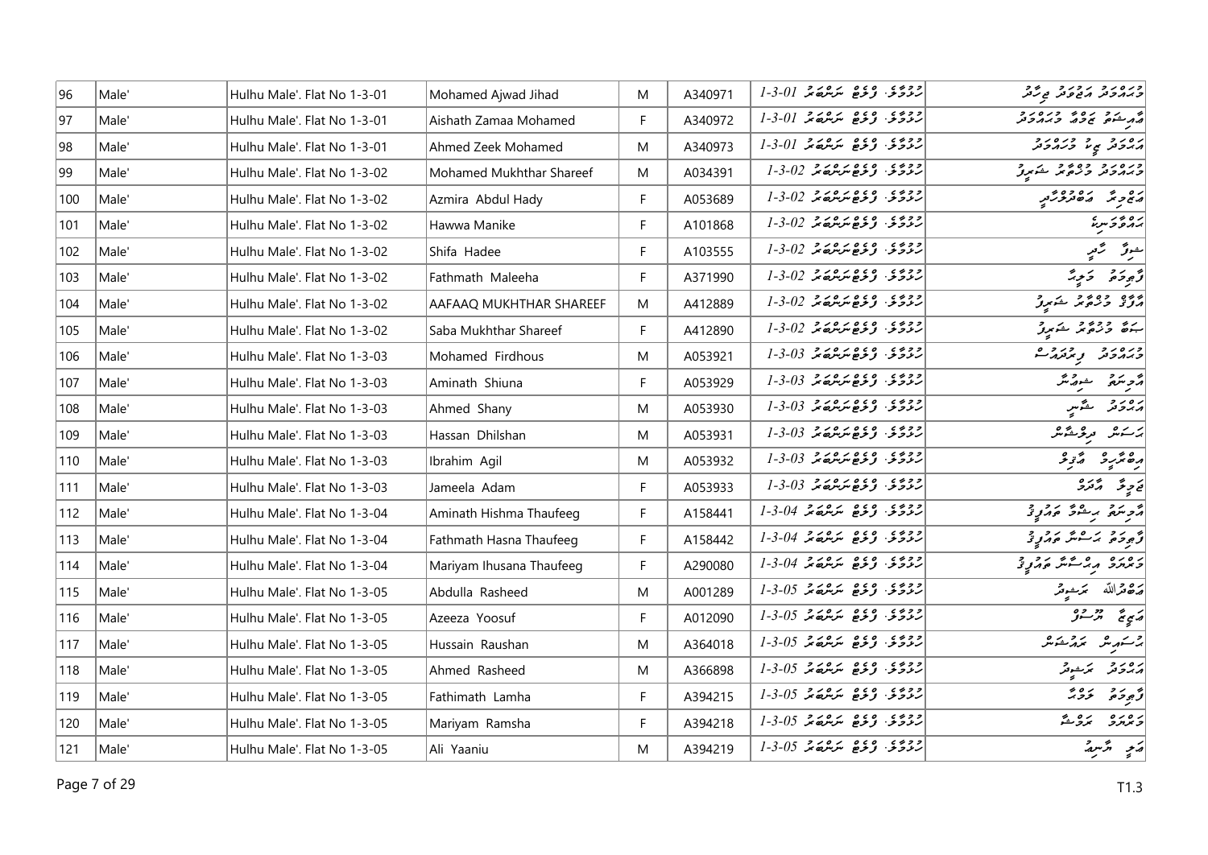| 96 | Male' | Hulhu Male'. Flat No 1-3-01 | Mohamed Ajwad Jihad | M | A340971 | ހުޅުމާލެ. ފްލެޓް ނަންބަރު 1-3-01 | މުހައްމަދު އަޖްވަދު ޖިހާދު |
|---|---|---|---|---|---|---|---|
| 97 | Male' | Hulhu Male'. Flat No 1-3-01 | Aishath Zamaa Mohamed | F | A340972 | ހުޅުމާލެ. ފްލެޓް ނަންބަރު 1-3-01 | އައިޝަތު ޒަމާއު މުހައްމަދު |
| 98 | Male' | Hulhu Male'. Flat No 1-3-01 | Ahmed Zeek Mohamed | M | A340973 | ހުޅުމާލެ. ފްލެޓް ނަންބަރު 1-3-01 | އަޙްމަދު ޒީކް މުހައްމަދު |
| 99 | Male' | Hulhu Male'. Flat No 1-3-02 | Mohamed Mukhthar Shareef | M | A034391 | ހުޅުމާލެ. ފްލެޓްނަންބަރު 1-3-02 | މުހައްމަދު މުޚްތާރު ޝަރީފު |
| 100 | Male' | Hulhu Male'. Flat No 1-3-02 | Azmira Abdul Hady | F | A053689 | ހުޅުމާލެ. ފްލެޓްނަންބަރު 1-3-02 | އަޒްމީރާ އަބްދުލްހާދީ |
| 101 | Male' | Hulhu Male'. Flat No 1-3-02 | Hawwa Manike | F | A101868 | ހުޅުމާލެ. ފްލެޓްނަންބަރު 1-3-02 | ހައްވާމަނިކެ |
| 102 | Male' | Hulhu Male'. Flat No 1-3-02 | Shifa Hadee | F | A103555 | ހުޅުމާލެ. ފްލެޓްނަންބަރު 1-3-02 | ޝިފާ ހާދީ |
| 103 | Male' | Hulhu Male'. Flat No 1-3-02 | Fathmath Maleeha | F | A371990 | ހުޅުމާލެ. ފްލެޓްނަންބަރު 1-3-02 | ފާތިމަތު މަލީހާ |
| 104 | Male' | Hulhu Male'. Flat No 1-3-02 | AAFAAQ MUKHTHAR SHAREEF | M | A412889 | ހުޅުމާލެ. ފްލެޓްނަންބަރު 1-3-02 | އާފާގު މުޚްތާރު ޝަރީފު |
| 105 | Male' | Hulhu Male'. Flat No 1-3-02 | Saba Mukhthar Shareef | F | A412890 | ހުޅުމާލެ. ފްލެޓްނަންބަރު 1-3-02 | ސަބާ މުޚްތާރު ޝަރީފު |
| 106 | Male' | Hulhu Male'. Flat No 1-3-03 | Mohamed Firdhous | M | A053921 | ހުޅުމާލެ. ފްލެޓްނަންބަރު 1-3-03 | މުހައްމަދު ފިރުދައުސް |
| 107 | Male' | Hulhu Male'. Flat No 1-3-03 | Aminath Shiuna | F | A053929 | ހުޅުމާލެ. ފްލެޓްނަންބަރު 1-3-03 | އާމިނަތު ޝިއުނާ |
| 108 | Male' | Hulhu Male'. Flat No 1-3-03 | Ahmed Shany | M | A053930 | ހުޅުމާލެ. ފްލެޓްނަންބަރު 1-3-03 | އަޙްމަދު ޝާނީ |
| 109 | Male' | Hulhu Male'. Flat No 1-3-03 | Hassan Dhilshan | M | A053931 | ހުޅުމާލެ. ފްލެޓްނަންބަރު 1-3-03 | ހަސަން ދިލްޝާން |
| 110 | Male' | Hulhu Male'. Flat No 1-3-03 | Ibrahim Agil | M | A053932 | ހުޅުމާލެ. ފްލެޓްނަންބަރު 1-3-03 | އިބްރާހިމް އާގިލް |
| 111 | Male' | Hulhu Male'. Flat No 1-3-03 | Jameela Adam | F | A053933 | ހުޅުމާލެ. ފްލެޓްނަންބަރު 1-3-03 | ޖަމީލާ އާދަމް |
| 112 | Male' | Hulhu Male'. Flat No 1-3-04 | Aminath Hishma Thaufeeg | F | A158441 | ހުޅުމާލެ. ފްލެޓް ނަންބަރު 1-3-04 | އާމިނަތު ހިޝްމާ ތައުފީގު |
| 113 | Male' | Hulhu Male'. Flat No 1-3-04 | Fathmath Hasna Thaufeeg | F | A158442 | ހުޅުމާލެ. ފްލެޓް ނަންބަރު 1-3-04 | ފާތިމަތު ހަސްނާ ތައުފީގު |
| 114 | Male' | Hulhu Male'. Flat No 1-3-04 | Mariyam Ihusana Thaufeeg | F | A290080 | ހުޅުމާލެ. ފްލެޓް ނަންބަރު 1-3-04 | މަރިޔަމް އިހުސާނާ ތައުފީގު |
| 115 | Male' | Hulhu Male'. Flat No 1-3-05 | Abdulla Rasheed | M | A001289 | ހުޅުމާލެ. ފްލެޓް ނަންބަރު 1-3-05 | އަބްދުﷲ ރަޝީދު |
| 116 | Male' | Hulhu Male'. Flat No 1-3-05 | Azeeza Yoosuf | F | A012090 | ހުޅުމާލެ. ފްލެޓް ނަންބަރު 1-3-05 | އަޒީޒާ ޔޫސުފް |
| 117 | Male' | Hulhu Male'. Flat No 1-3-05 | Hussain Raushan | M | A364018 | ހުޅުމާލެ. ފްލެޓް ނަންބަރު 1-3-05 | ހުސައިން ރައުޝަން |
| 118 | Male' | Hulhu Male'. Flat No 1-3-05 | Ahmed Rasheed | M | A366898 | ހުޅުމާލެ. ފްލެޓް ނަންބަރު 1-3-05 | އަޙްމަދު ރަޝީދު |
| 119 | Male' | Hulhu Male'. Flat No 1-3-05 | Fathimath Lamha | F | A394215 | ހުޅުމާލެ. ފްލެޓް ނަންބަރު 1-3-05 | ފާތިމަތު ލަމްހާ |
| 120 | Male' | Hulhu Male'. Flat No 1-3-05 | Mariyam Ramsha | F | A394218 | ހުޅުމާލެ. ފްލެޓް ނަންބަރު 1-3-05 | މަރިޔަމް ރަމްޝާ |
| 121 | Male' | Hulhu Male'. Flat No 1-3-05 | Ali Yaaniu | M | A394219 | ހުޅުމާލެ. ފްލެޓް ނަންބަރު 1-3-05 | އަލީ ޔާނިއު |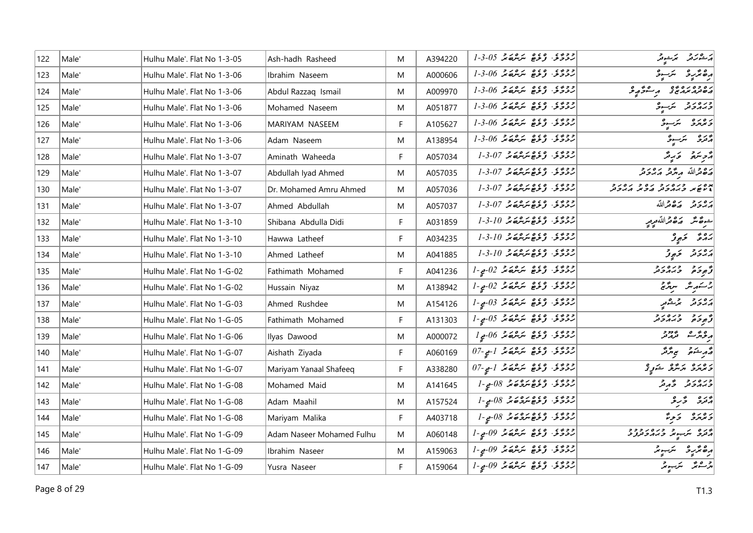| 122 | Male' | Hulhu Male'. Flat No 1-3-05 | Ash-hadh Rasheed | M | A394220 | ހުޅުމާލެ. ފްލެޓް ނަންބަރު 1-3-05 | އަޝްހަދު ރަޝީދު |
|---|---|---|---|---|---|---|---|
| 123 | Male' | Hulhu Male'. Flat No 1-3-06 | Ibrahim Naseem | M | A000606 | ހުޅުމާލެ. ފްލެޓް ނަންބަރު 1-3-06 | އިބްރާހީމް ނަސީމް |
| 124 | Male' | Hulhu Male'. Flat No 1-3-06 | Abdul Razzaq Ismail | M | A009970 | ހުޅުމާލެ. ފްލެޓް ނަންބަރު 1-3-06 | އަބްދުއްރައްޒާޤު އިސްމާޢީލް |
| 125 | Male' | Hulhu Male'. Flat No 1-3-06 | Mohamed Naseem | M | A051877 | ހުޅުމާލެ. ފްލެޓް ނަންބަރު 1-3-06 | މުހައްމަދު ނަސީމް |
| 126 | Male' | Hulhu Male'. Flat No 1-3-06 | MARIYAM NASEEM | F | A105627 | ހުޅުމާލެ. ފްލެޓް ނަންބަރު 1-3-06 | މަރިޔަމް ނަސީމް |
| 127 | Male' | Hulhu Male'. Flat No 1-3-06 | Adam Naseem | M | A138954 | ހުޅުމާލެ. ފްލެޓް ނަންބަރު 1-3-06 | އާދަމް ނަސީމް |
| 128 | Male' | Hulhu Male'. Flat No 1-3-07 | Aminath Waheeda | F | A057034 | ހުޅުމާލެ. ފްލެޓްނަންބަރު 1-3-07 | އާމިނަތު ވަޙީދާ |
| 129 | Male' | Hulhu Male'. Flat No 1-3-07 | Abdullah Iyad Ahmed | M | A057035 | ހުޅުމާލެ. ފްލެޓްނަންބަރު 1-3-07 | އަބްދުﷲ އިޔާދު އަޙްމަދު |
| 130 | Male' | Hulhu Male'. Flat No 1-3-07 | Dr. Mohamed Amru Ahmed | M | A057036 | ހުޅުމާލެ. ފްލެޓްނަންބަރު 1-3-07 | ޑޮކްޓަރ މުޙައްމަދު އަމްރު އަޙްމަދު |
| 131 | Male' | Hulhu Male'. Flat No 1-3-07 | Ahmed Abdullah | M | A057037 | ހުޅުމާލެ. ފްލެޓްނަންބަރު 1-3-07 | އަޙްމަދު އަބްދުﷲ |
| 132 | Male' | Hulhu Male'. Flat No 1-3-10 | Shibana Abdulla Didi | F | A031859 | ހުޅުމާލެ. ފްލެޓްނަންބަރު 1-3-10 | ޝިބާނާ އަބްދުﷲދީދީ |
| 133 | Male' | Hulhu Male'. Flat No 1-3-10 | Hawwa Latheef | F | A034235 | ހުޅުމާލެ. ފްލެޓްނަންބަރު 1-3-10 | ހައްވާ ލަޠީފު |
| 134 | Male' | Hulhu Male'. Flat No 1-3-10 | Ahmed Latheef | M | A041885 | ހުޅުމާލެ. ފްލެޓްނަންބަރު 1-3-10 | އަޙްމަދު ލަޠީފު |
| 135 | Male' | Hulhu Male'. Flat No 1-G-02 | Fathimath Mohamed | F | A041236 | ހުޅުމާލެ. ފްލެޓް ނަންބަރު 1-ޖީ-02 | ފާތިމަތު މުޙައްމަދު |
| 136 | Male' | Hulhu Male'. Flat No 1-G-02 | Hussain Niyaz | M | A138942 | ހުޅުމާލެ. ފްލެޓް ނަންބަރު 1-ޖީ-02 | ހުސައިން ނިޔާޒު |
| 137 | Male' | Hulhu Male'. Flat No 1-G-03 | Ahmed Rushdee | M | A154126 | ހުޅުމާލެ. ފްލެޓް ނަންބަރު 1-ޖީ-03 | އަޙްމަދު ރުޝްދީ |
| 138 | Male' | Hulhu Male'. Flat No 1-G-05 | Fathimath Mohamed | F | A131303 | ހުޅުމާލެ. ފްލެޓް ނަންބަރު 1-ޖީ-05 | ފާތިމަތު މުޙައްމަދު |
| 139 | Male' | Hulhu Male'. Flat No 1-G-06 | Ilyas Dawood | M | A000072 | ހުޅުމާލެ. ފްލެޓް ނަންބަރު 1ޖީ-06 | އިލްޔާސް ދާއޫދު |
| 140 | Male' | Hulhu Male'. Flat No 1-G-07 | Aishath Ziyada | F | A060169 | ހުޅުމާލެ. ފްލެޓް ނަންބަރު 1-ޖީ-07 | އާއިޝަތު ޒިޔާދާ |
| 141 | Male' | Hulhu Male'. Flat No 1-G-07 | Mariyam Yanaal Shafeeq | F | A338280 | ހުޅުމާލެ. ފްލެޓް ނަންބަރު 1-ޖީ-07 | މަރިޔަމް ޔަނާލް ޝަފީޤު |
| 142 | Male' | Hulhu Male'. Flat No 1-G-08 | Mohamed Maid | M | A141645 | ހުޅުމާލެ. ފްލެޓްނަންބަރު 1-ޖީ-08 | މުޙައްމަދު މާއިދު |
| 143 | Male' | Hulhu Male'. Flat No 1-G-08 | Adam Maahil | M | A157524 | ހުޅުމާލެ. ފްލެޓްނަންބަރު 1-ޖީ-08 | އާދަމް މާހިލް |
| 144 | Male' | Hulhu Male'. Flat No 1-G-08 | Mariyam Malika | F | A403718 | ހުޅުމާލެ. ފްލެޓްނަންބަރު 1-ޖީ-08 | މަރިޔަމް މަލިކާ |
| 145 | Male' | Hulhu Male'. Flat No 1-G-09 | Adam Naseer Mohamed Fulhu | M | A060148 | ހުޅުމާލެ. ފްލެޓް ނަންބަރު 1-ޖީ-09 | އާދަމް ނަސީރު މުޙައްމަދުފުޅު |
| 146 | Male' | Hulhu Male'. Flat No 1-G-09 | Ibrahim Naseer | M | A159063 | ހުޅުމާލެ. ފްލެޓް ނަންބަރު 1-ޖީ-09 | އިބްރާހީމް ނަސީރު |
| 147 | Male' | Hulhu Male'. Flat No 1-G-09 | Yusra Naseer | F | A159064 | ހުޅުމާލެ. ފްލެޓް ނަންބަރު 1-ޖީ-09 | ޔުސްރާ ނަސީރު |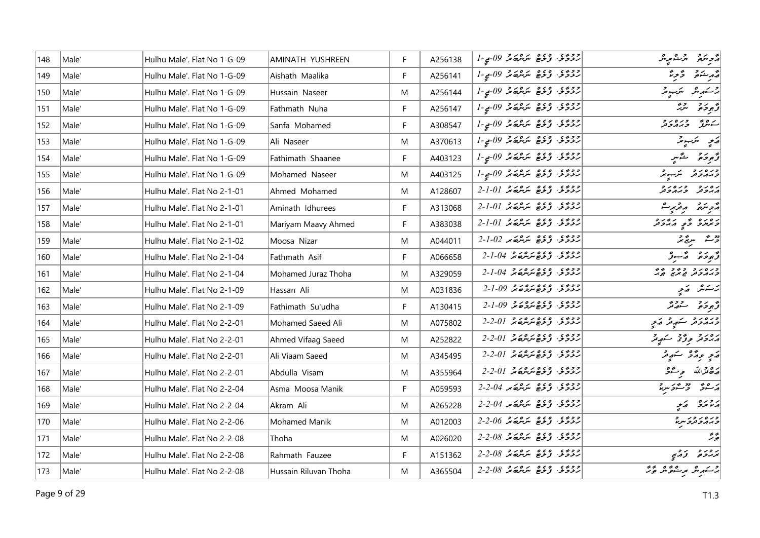| 148 | Male' | Hulhu Male'. Flat No 1-G-09 | AMINATH YUSHREEN | F | A256138 | ހުޅުމާލެ. ފްލެޓް ނަންބަރު 09-ޖީ-1 | އާމިނަތު ޔުޝްރީން |
|---|---|---|---|---|---|---|---|
| 149 | Male' | Hulhu Male'. Flat No 1-G-09 | Aishath Maalika | F | A256141 | ހުޅުމާލެ. ފްލެޓް ނަންބަރު 09-ޖީ-1 | އައިޝަތު މާލިކާ |
| 150 | Male' | Hulhu Male'. Flat No 1-G-09 | Hussain Naseer | M | A256144 | ހުޅުމާލެ. ފްލެޓް ނަންބަރު 09-ޖީ-1 | ހުސައިން ނަސީރު |
| 151 | Male' | Hulhu Male'. Flat No 1-G-09 | Fathmath Nuha | F | A256147 | ހުޅުމާލެ. ފްލެޓް ނަންބަރު 09-ޖީ-1 | ފާތިމަތު ނުހާ |
| 152 | Male' | Hulhu Male'. Flat No 1-G-09 | Sanfa Mohamed | F | A308547 | ހުޅުމާލެ. ފްލެޓް ނަންބަރު 09-ޖީ-1 | ސަންފާ މުހައްމަދު |
| 153 | Male' | Hulhu Male'. Flat No 1-G-09 | Ali Naseer | M | A370613 | ހުޅުމާލެ. ފްލެޓް ނަންބަރު 09-ޖީ-1 | އަލި ނަސީރު |
| 154 | Male' | Hulhu Male'. Flat No 1-G-09 | Fathimath Shaanee | F | A403123 | ހުޅުމާލެ. ފްލެޓް ނަންބަރު 09-ޖީ-1 | ފާތިމަތު ޝާނީ |
| 155 | Male' | Hulhu Male'. Flat No 1-G-09 | Mohamed Naseer | M | A403125 | ހުޅުމާލެ. ފްލެޓް ނަންބަރު 09-ޖީ-1 | މުހައްމަދު ނަސީރު |
| 156 | Male' | Hulhu Male'. Flat No 2-1-01 | Ahmed Mohamed | M | A128607 | ހުޅުމާލެ. ފްލެޓް ނަންބަރު 2-1-01 | އަހުމަދު މުހައްމަދު |
| 157 | Male' | Hulhu Male'. Flat No 2-1-01 | Aminath Idhurees | F | A313068 | ހުޅުމާލެ. ފްލެޓް ނަންބަރު 2-1-01 | އާމިނަތު އިދުރީސް |
| 158 | Male' | Hulhu Male'. Flat No 2-1-01 | Mariyam Maavy Ahmed | F | A383038 | ހުޅުމާލެ. ފްލެޓް ނަންބަރު 2-1-01 | މަރިޔަމް މާވީ އަހުމަދު |
| 159 | Male' | Hulhu Male'. Flat No 2-1-02 | Moosa Nizar | M | A044011 | ހުޅުމާލެ. ފްލެޓް ނަންބަރ 2-1-02 | މޫސާ ނިޒާރު |
| 160 | Male' | Hulhu Male'. Flat No 2-1-04 | Fathmath Asif | F | A066658 | ހުޅުމާލެ. ފްލެޓްނަންބަރު 2-1-04 | ފާތިމަތު އާސިފް |
| 161 | Male' | Hulhu Male'. Flat No 2-1-04 | Mohamed Juraz Thoha | M | A329059 | ހުޅުމާލެ. ފްލެޓްނަންބަރު 2-1-04 | މުހައްމަދު ޖުރާޒް ޠާހާ |
| 162 | Male' | Hulhu Male'. Flat No 2-1-09 | Hassan Ali | M | A031836 | ހުޅުމާލެ. ފްލެޓްނަމްބަރު 2-1-09 | ހަސަން އަލި |
| 163 | Male' | Hulhu Male'. Flat No 2-1-09 | Fathimath Su'udha | F | A130415 | ހުޅުމާލެ. ފްލެޓްނަމްބަރު 2-1-09 | ފާތިމަތު ސުއޫދާ |
| 164 | Male' | Hulhu Male'. Flat No 2-2-01 | Mohamed Saeed Ali | M | A075802 | ހުޅުމާލެ. ފްލެޓްނަންބަރު 2-2-01 | މުހައްމަދު ސައީދު އަލި |
| 165 | Male' | Hulhu Male'. Flat No 2-2-01 | Ahmed Vifaag Saeed | M | A252822 | ހުޅުމާލެ. ފްލެޓްނަންބަރު 2-2-01 | އަހުމަދު ވިފާގު ސައީދު |
| 166 | Male' | Hulhu Male'. Flat No 2-2-01 | Ali Viaam Saeed | M | A345495 | ހުޅުމާލެ. ފްލެޓްނަންބަރު 2-2-01 | އަލި ވިއާމް ސައީދު |
| 167 | Male' | Hulhu Male'. Flat No 2-2-01 | Abdulla Visam | M | A355964 | ހުޅުމާލެ. ފްލެޓްނަންބަރު 2-2-01 | އަބްދުﷲ ވިސާމް |
| 168 | Male' | Hulhu Male'. Flat No 2-2-04 | Asma Moosa Manik | F | A059593 | ހުޅުމާލެ. ފްލެޓް ނަންބަރ 2-2-04 | އަސްމާ މޫސާމަނިކު |
| 169 | Male' | Hulhu Male'. Flat No 2-2-04 | Akram Ali | M | A265228 | ހުޅުމާލެ. ފްލެޓް ނަންބަރ 2-2-04 | އަކްރަމް އަލި |
| 170 | Male' | Hulhu Male'. Flat No 2-2-06 | Mohamed Manik | M | A012003 | ހުޅުމާލެ. ފްލެޓް ނަންބަރު 2-2-06 | މުހައްމަދުމަނިކު |
| 171 | Male' | Hulhu Male'. Flat No 2-2-08 | Thoha | M | A026020 | ހުޅުމާލެ. ފްލެޓް ނަންބަރު 2-2-08 | ޠާހާ |
| 172 | Male' | Hulhu Male'. Flat No 2-2-08 | Rahmath Fauzee | F | A151362 | ހުޅުމާލެ. ފްލެޓް ނަންބަރު 2-2-08 | ރަޙްމަތު ފައުޒީ |
| 173 | Male' | Hulhu Male'. Flat No 2-2-08 | Hussain Riluvan Thoha | M | A365504 | ހުޅުމާލެ. ފްލެޓް ނަންބަރު 2-2-08 | ހުސައިން ރިސްވާން ޠާހާ |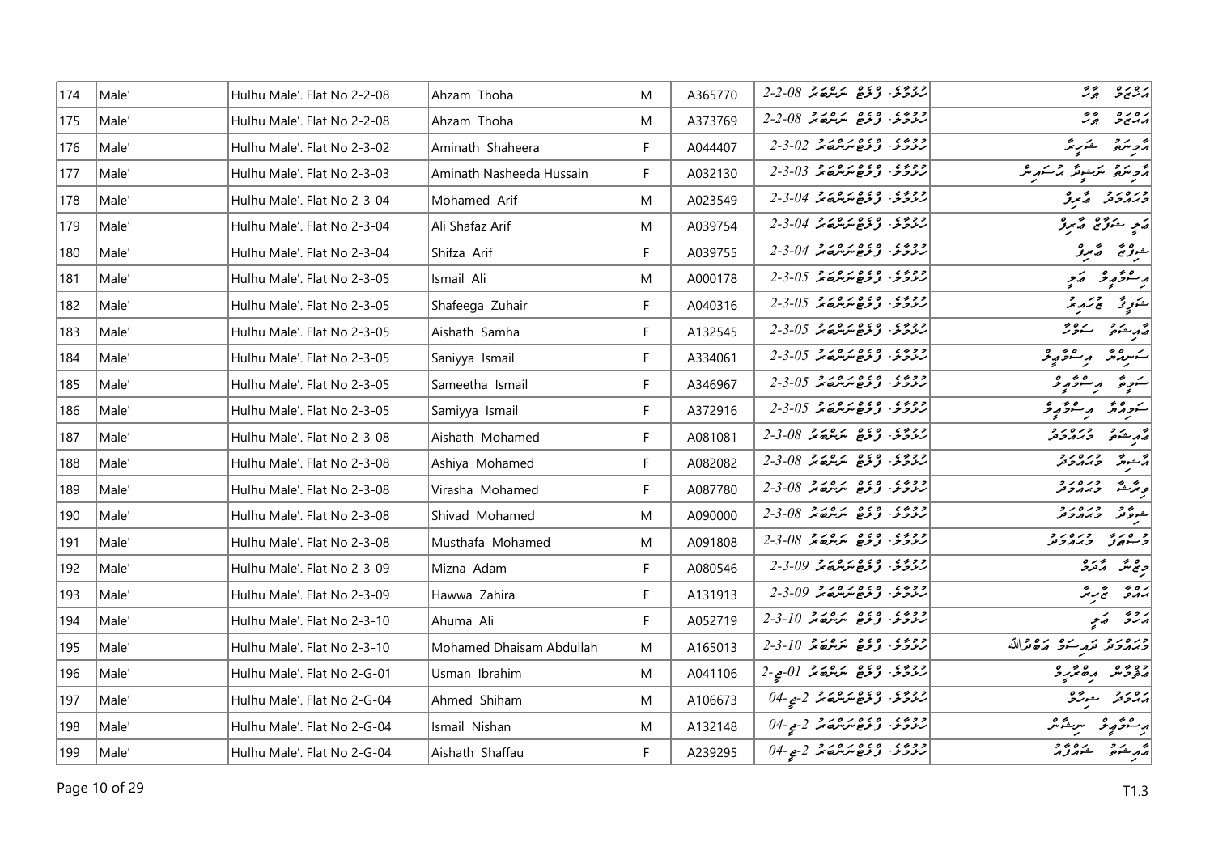| 174 | Male' | Hulhu Male'. Flat No 2-2-08 | Ahzam Thoha | M | A365770 | ހުޅުމާލެ. ފްލެޓް ނަންބަރު 2-2-08 | އަޙްޒަމް ތޯހާ |
|---|---|---|---|---|---|---|---|
| 175 | Male' | Hulhu Male'. Flat No 2-2-08 | Ahzam Thoha | M | A373769 | ހުޅުމާލެ. ފްލެޓް ނަންބަރު 2-2-08 | އަޙްޒަމް ތޯހާ |
| 176 | Male' | Hulhu Male'. Flat No 2-3-02 | Aminath Shaheera | F | A044407 | ހުޅުމާލެ. ފްލެޓްނަންބަރު 2-3-02 | އާމިނަތު ޝަހީރާ |
| 177 | Male' | Hulhu Male'. Flat No 2-3-03 | Aminath Nasheeda Hussain | F | A032130 | ހުޅުމާލެ. ފްލެޓްނަންބަރު 2-3-03 | އާމިނަތު ނަޝީދާ ހުސައިން |
| 178 | Male' | Hulhu Male'. Flat No 2-3-04 | Mohamed Arif | M | A023549 | ހުޅުމާލެ. ފްލެޓްނަންބަރު 2-3-04 | މުޙައްމަދު އާރިފް |
| 179 | Male' | Hulhu Male'. Flat No 2-3-04 | Ali Shafaz Arif | M | A039754 | ހުޅުމާލެ. ފްލެޓްނަންބަރު 2-3-04 | އަލި ޝަފާޒް އާރިފް |
| 180 | Male' | Hulhu Male'. Flat No 2-3-04 | Shifza Arif | F | A039755 | ހުޅުމާލެ. ފްލެޓްނަންބަރު 2-3-04 | ޝިފްޒާ އާރިފް |
| 181 | Male' | Hulhu Male'. Flat No 2-3-05 | Ismail Ali | M | A000178 | ހުޅުމާލެ. ފްލެޓްނަންބަރު 2-3-05 | އިސްމާއިލް އަލި |
| 182 | Male' | Hulhu Male'. Flat No 2-3-05 | Shafeega Zuhair | F | A040316 | ހުޅުމާލެ. ފްލެޓްނަންބަރު 2-3-05 | ޝަފީޤާ ޒުހައިރު |
| 183 | Male' | Hulhu Male'. Flat No 2-3-05 | Aishath Samha | F | A132545 | ހުޅުމާލެ. ފްލެޓްނަންބަރު 2-3-05 | އާއިޝަތު ސަމްހާ |
| 184 | Male' | Hulhu Male'. Flat No 2-3-05 | Saniyya Ismail | F | A334061 | ހުޅުމާލެ. ފްލެޓްނަންބަރު 2-3-05 | ސަނިއްޔާ އިސްމާއިލް |
| 185 | Male' | Hulhu Male'. Flat No 2-3-05 | Sameetha Ismail | F | A346967 | ހުޅުމާލެ. ފްލެޓްނަންބަރު 2-3-05 | ސަމީތާ އިސްމާއިލް |
| 186 | Male' | Hulhu Male'. Flat No 2-3-05 | Samiyya Ismail | F | A372916 | ހުޅުމާލެ. ފްލެޓްނަންބަރު 2-3-05 | ސަމިއްޔާ އިސްމާއިލް |
| 187 | Male' | Hulhu Male'. Flat No 2-3-08 | Aishath Mohamed | F | A081081 | ހުޅުމާލެ. ފްލެޓް ނަންބަރު 2-3-08 | އާއިޝަތު މުޙައްމަދު |
| 188 | Male' | Hulhu Male'. Flat No 2-3-08 | Ashiya Mohamed | F | A082082 | ހުޅުމާލެ. ފްލެޓް ނަންބަރު 2-3-08 | އާޝިޔާ މުޙައްމަދު |
| 189 | Male' | Hulhu Male'. Flat No 2-3-08 | Virasha Mohamed | F | A087780 | ހުޅުމާލެ. ފްލެޓް ނަންބަރު 2-3-08 | ވިރާޝާ މުޙައްމަދު |
| 190 | Male' | Hulhu Male'. Flat No 2-3-08 | Shivad Mohamed | M | A090000 | ހުޅުމާލެ. ފްލެޓް ނަންބަރު 2-3-08 | ޝިވާދު މުޙައްމަދު |
| 191 | Male' | Hulhu Male'. Flat No 2-3-08 | Musthafa Mohamed | M | A091808 | ހުޅުމާލެ. ފްލެޓް ނަންބަރު 2-3-08 | މުސްތަފާ މުޙައްމަދު |
| 192 | Male' | Hulhu Male'. Flat No 2-3-09 | Mizna Adam | F | A080546 | ހުޅުމާލެ. ފްލެޓްނަންބަރު 2-3-09 | މިޒްނާ އާދަމް |
| 193 | Male' | Hulhu Male'. Flat No 2-3-09 | Hawwa Zahira | F | A131913 | ހުޅުމާލެ. ފްލެޓްނަންބަރު 2-3-09 | ހައްވާ ޒާހިރާ |
| 194 | Male' | Hulhu Male'. Flat No 2-3-10 | Ahuma Ali | F | A052719 | ހުޅުމާލެ. ފްލެޓް ނަންބަރު 2-3-10 | އަހުމާ އަލި |
| 195 | Male' | Hulhu Male'. Flat No 2-3-10 | Mohamed Dhaisam Abdullah | M | A165013 | ހުޅުމާލެ. ފްލެޓް ނަންބަރު 2-3-10 | މުޙައްމަދު ދައިސަމް އަބްދުالله |
| 196 | Male' | Hulhu Male'. Flat No 2-G-01 | Usman Ibrahim | M | A041106 | ހުޅުމާލެ. ފްލެޓް ނަންބަރު 01-ޖީ-2 | އުސްމާން އިބްރާހީމް |
| 197 | Male' | Hulhu Male'. Flat No 2-G-04 | Ahmed Shiham | M | A106673 | ހުޅުމާލެ. ފްލެޓްނަންބަރު 2-ޖީ-04 | އަޙްމަދު ޝިހާމް |
| 198 | Male' | Hulhu Male'. Flat No 2-G-04 | Ismail Nishan | M | A132148 | ހުޅުމާލެ. ފްލެޓްނަންބަރު 2-ޖީ-04 | އިސްމާއިލް ނިޝާން |
| 199 | Male' | Hulhu Male'. Flat No 2-G-04 | Aishath Shaffau | F | A239295 | ހުޅުމާލެ. ފްލެޓްނަންބަރު 2-ޖީ-04 | އާއިޝަތު ޝައްފާއު |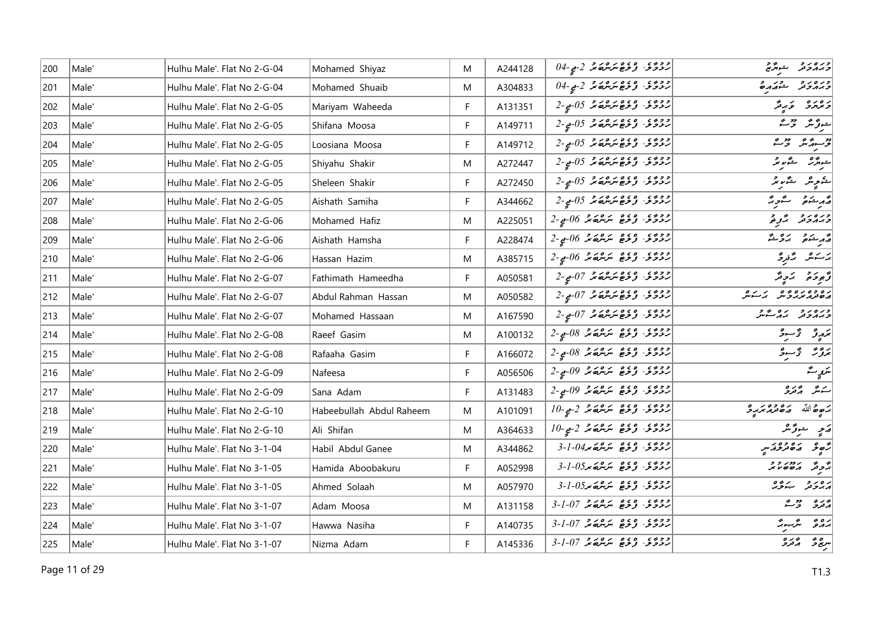| 200 | Male' | Hulhu Male'. Flat No 2-G-04 | Mohamed Shiyaz | M | A244128 | ހުޅުމާލެ. ފްލެޓް ނަންބަރު 2-ޖީ-04 | މުހައްމަދު ޝިޔާޒު |
|---|---|---|---|---|---|---|---|
| 201 | Male' | Hulhu Male'. Flat No 2-G-04 | Mohamed Shuaib | M | A304833 | ހުޅުމާލެ. ފްލެޓް ނަންބަރު 2-ޖީ-04 | މުހައްމަދު ޝުއައިބު |
| 202 | Male' | Hulhu Male'. Flat No 2-G-05 | Mariyam Waheeda | F | A131351 | ހުޅުމާލެ. ފްލެޓް ނަންބަރު 05-ޖީ-2 | މަރިޔަމް ވަހީދާ |
| 203 | Male' | Hulhu Male'. Flat No 2-G-05 | Shifana Moosa | F | A149711 | ހުޅުމާލެ. ފްލެޓް ނަންބަރު 05-ޖީ-2 | ޝިފާނާ މޫސާ |
| 204 | Male' | Hulhu Male'. Flat No 2-G-05 | Loosiana Moosa | F | A149712 | ހުޅުމާލެ. ފްލެޓް ނަންބަރު 05-ޖީ-2 | ލޫސިއާނާ މޫސާ |
| 205 | Male' | Hulhu Male'. Flat No 2-G-05 | Shiyahu Shakir | M | A272447 | ހުޅުމާލެ. ފްލެޓް ނަންބަރު 05-ޖީ-2 | ޝިޔާހު ޝާކިރު |
| 206 | Male' | Hulhu Male'. Flat No 2-G-05 | Sheleen Shakir | F | A272450 | ހުޅުމާލެ. ފްލެޓް ނަންބަރު 05-ޖީ-2 | ޝެލީން ޝާކިރު |
| 207 | Male' | Hulhu Male'. Flat No 2-G-05 | Aishath Samiha | F | A344662 | ހުޅުމާލެ. ފްލެޓް ނަންބަރު 05-ޖީ-2 | އައިޝަތު ސާމިހާ |
| 208 | Male' | Hulhu Male'. Flat No 2-G-06 | Mohamed Hafiz | M | A225051 | ހުޅުމާލެ. ފްލެޓް ނަންބަރު 06-ޖީ-2 | މުހައްމަދު ހާފިޒު |
| 209 | Male' | Hulhu Male'. Flat No 2-G-06 | Aishath Hamsha | F | A228474 | ހުޅުމާލެ. ފްލެޓް ނަންބަރު 06-ޖީ-2 | އައިޝަތު ހަމްޝާ |
| 210 | Male' | Hulhu Male'. Flat No 2-G-06 | Hassan Hazim | M | A385715 | ހުޅުމާލެ. ފްލެޓް ނަންބަރު 06-ޖީ-2 | ހަސަން ހާޒިމް |
| 211 | Male' | Hulhu Male'. Flat No 2-G-07 | Fathimath Hameedha | F | A050581 | ހުޅުމާލެ. ފްލެޓް ނަންބަރު 07-ޖީ-2 | ފާތިމަތު ހަމީދާ |
| 212 | Male' | Hulhu Male'. Flat No 2-G-07 | Abdul Rahman Hassan | M | A050582 | ހުޅުމާލެ. ފްލެޓް ނަންބަރު 07-ޖީ-2 | އަބްދުއްރަހްމާން ހަސަން |
| 213 | Male' | Hulhu Male'. Flat No 2-G-07 | Mohamed Hassaan | M | A167590 | ހުޅުމާލެ. ފްލެޓް ނަންބަރު 07-ޖީ-2 | މުހައްމަދު ހައްސާން |
| 214 | Male' | Hulhu Male'. Flat No 2-G-08 | Raeef Gasim | M | A100132 | ހުޅުމާލެ. ފްލެޓް ނަންބަރު 08-ޖީ-2 | ރައީފް ގާސިމް |
| 215 | Male' | Hulhu Male'. Flat No 2-G-08 | Rafaaha Gasim | F | A166072 | ހުޅުމާލެ. ފްލެޓް ނަންބަރު 08-ޖީ-2 | ރަފާހާ ގާސިމް |
| 216 | Male' | Hulhu Male'. Flat No 2-G-09 | Nafeesa | F | A056506 | ހުޅުމާލެ. ފްލެޓް ނަންބަރު 09-ޖީ-2 | ނަފީސާ |
| 217 | Male' | Hulhu Male'. Flat No 2-G-09 | Sana Adam | F | A131483 | ހުޅުމާލެ. ފްލެޓް ނަންބަރު 09-ޖީ-2 | ސަނާ އާދަމް |
| 218 | Male' | Hulhu Male'. Flat No 2-G-10 | Habeebullah Abdul Raheem | M | A101091 | ހުޅުމާލެ. ފްލެޓް ނަންބަރު 2-ޖީ-10 | ހަބީބުﷲ އަބްދުއްރަހީމް |
| 219 | Male' | Hulhu Male'. Flat No 2-G-10 | Ali Shifan | M | A364633 | ހުޅުމާލެ. ފްލެޓް ނަންބަރު 2-ޖީ-10 | އަލި ޝިފާން |
| 220 | Male' | Hulhu Male'. Flat No 3-1-04 | Habil Abdul Ganee | M | A344862 | ހުޅުމާލެ. ފްލެޓް ނަންބަރު3-1-04 | ހާބިލް އަބްދުލްޣަނީ |
| 221 | Male' | Hulhu Male'. Flat No 3-1-05 | Hamida Aboobakuru | F | A052998 | ހުޅުމާލެ. ފްލެޓް ނަންބަރު3-1-05 | ހާމިދާ އަބޫބަކުރު |
| 222 | Male' | Hulhu Male'. Flat No 3-1-05 | Ahmed Solaah | M | A057970 | ހުޅުމާލެ. ފްލެޓް ނަންބަރު3-1-05 | އަހްމަދު ޞަލާޙް |
| 223 | Male' | Hulhu Male'. Flat No 3-1-07 | Adam Moosa | M | A131158 | ހުޅުމާލެ. ފްލެޓް ނަންބަރު 3-1-07 | އާދަމް މޫސާ |
| 224 | Male' | Hulhu Male'. Flat No 3-1-07 | Hawwa Nasiha | F | A140735 | ހުޅުމާލެ. ފްލެޓް ނަންބަރު 3-1-07 | ހައްވާ ނާސިހާ |
| 225 | Male' | Hulhu Male'. Flat No 3-1-07 | Nizma Adam | F | A145336 | ހުޅުމާލެ. ފްލެޓް ނަންބަރު 3-1-07 | ނިޒްމާ އާދަމް |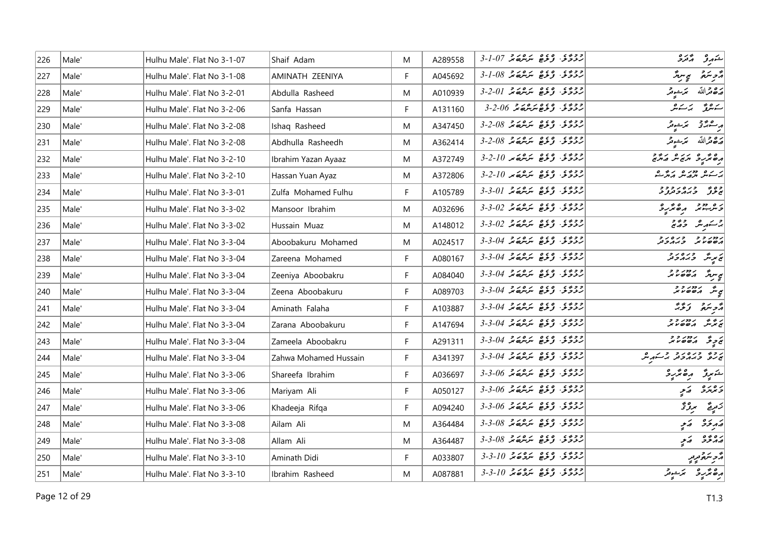| 226 | Male' | Hulhu Male'. Flat No 3-1-07 | Shaif Adam | M | A289558 | ހުޅުމާލެ. ފްލެޓް ނަންބަރު 3-1-07 | ޝައިފު އާދަމް |
|---|---|---|---|---|---|---|---|
| 227 | Male' | Hulhu Male'. Flat No 3-1-08 | AMINATH ZEENIYA | F | A045692 | ހުޅުމާލެ. ފްލެޓް ނަންބަރު 3-1-08 | އާމިނަތު ޒީނިޔާ |
| 228 | Male' | Hulhu Male'. Flat No 3-2-01 | Abdulla Rasheed | M | A010939 | ހުޅުމާލެ. ފްލެޓް ނަންބަރު 3-2-01 | އަބްދުاللهِ ރަޝީދު |
| 229 | Male' | Hulhu Male'. Flat No 3-2-06 | Sanfa Hassan | F | A131160 | ހުޅުމާލެ. ފްލެޓްނަންބަރު 3-2-06 | ސަންފާ ހަސަން |
| 230 | Male' | Hulhu Male'. Flat No 3-2-08 | Ishaq Rasheed | M | A347450 | ހުޅުމާލެ. ފްލެޓް ނަންބަރު 3-2-08 | އިސްހާޤު ރަޝީދު |
| 231 | Male' | Hulhu Male'. Flat No 3-2-08 | Abdhulla Rasheedh | M | A362414 | ހުޅުމާލެ. ފްލެޓް ނަންބަރު 3-2-08 | އަބްދުاللهِ ރަޝީދު |
| 232 | Male' | Hulhu Male'. Flat No 3-2-10 | Ibrahim Yazan Ayaaz | M | A372749 | ހުޅުމާލެ. ފްލެޓް ނަންބަރ 3-2-10 | އިބްރާހީމް ޔަޒަން އަޔާޒް |
| 233 | Male' | Hulhu Male'. Flat No 3-2-10 | Hassan Yuan Ayaz | M | A372806 | ހުޅުމާލެ. ފްލެޓް ނަންބަރ 3-2-10 | ހަސަން ޔޫއަން އަޔާޒް |
| 234 | Male' | Hulhu Male'. Flat No 3-3-01 | Zulfa Mohamed Fulhu | F | A105789 | ހުޅުމާލެ. ފްލެޓް ނަންބަރު 3-3-01 | ޒުލްފާ މުހައްމަދުފުޅު |
| 235 | Male' | Hulhu Male'. Flat No 3-3-02 | Mansoor Ibrahim | M | A032696 | ހުޅުމާލެ. ފްލެޓް ނަންބަރު 3-3-02 | މަންސޫރު އިބްރާހީމް |
| 236 | Male' | Hulhu Male'. Flat No 3-3-02 | Hussain Muaz | M | A148012 | ހުޅުމާލެ. ފްލެޓް ނަންބަރު 3-3-02 | ހުސައިން މުޢާޒު |
| 237 | Male' | Hulhu Male'. Flat No 3-3-04 | Aboobakuru Mohamed | M | A024517 | ހުޅުމާލެ. ފްލެޓް ނަންބަރު 3-3-04 | އަބޫބަކުރު މުހައްމަދު |
| 238 | Male' | Hulhu Male'. Flat No 3-3-04 | Zareena Mohamed | F | A080167 | ހުޅުމާލެ. ފްލެޓް ނަންބަރު 3-3-04 | ޒަރީނާ މުހައްމަދު |
| 239 | Male' | Hulhu Male'. Flat No 3-3-04 | Zeeniya Aboobakru | F | A084040 | ހުޅުމާލެ. ފްލެޓް ނަންބަރު 3-3-04 | ޒީނިޔާ އަބޫބަކުރު |
| 240 | Male' | Hulhu Male'. Flat No 3-3-04 | Zeena Aboobakuru | F | A089703 | ހުޅުމާލެ. ފްލެޓް ނަންބަރު 3-3-04 | ޒީނާ އަބޫބަކުރު |
| 241 | Male' | Hulhu Male'. Flat No 3-3-04 | Aminath Falaha | F | A103887 | ހުޅުމާލެ. ފްލެޓް ނަންބަރު 3-3-04 | އާމިނަތު ފަލާހާ |
| 242 | Male' | Hulhu Male'. Flat No 3-3-04 | Zarana Aboobakuru | F | A147694 | ހުޅުމާލެ. ފްލެޓް ނަންބަރު 3-3-04 | ޒަރާނާ އަބޫބަކުރު |
| 243 | Male' | Hulhu Male'. Flat No 3-3-04 | Zameela Aboobakru | F | A291311 | ހުޅުމާލެ. ފްލެޓް ނަންބަރު 3-3-04 | ޒަމީލާ އަބޫބަކުރު |
| 244 | Male' | Hulhu Male'. Flat No 3-3-04 | Zahwa Mohamed Hussain | F | A341397 | ހުޅުމާލެ. ފްލެޓް ނަންބަރު 3-3-04 | ޒަހުވާ މުހައްމަދު ހުސައިން |
| 245 | Male' | Hulhu Male'. Flat No 3-3-06 | Shareefa Ibrahim | F | A036697 | ހުޅުމާލެ. ފްލެޓް ނަންބަރު 3-3-06 | ޝަރީފާ އިބްރާހީމް |
| 246 | Male' | Hulhu Male'. Flat No 3-3-06 | Mariyam Ali | F | A050127 | ހުޅުމާލެ. ފްލެޓް ނަންބަރު 3-3-06 | މަރިޔަމް ޢަލީ |
| 247 | Male' | Hulhu Male'. Flat No 3-3-06 | Khadeeja Rifqa | F | A094240 | ހުޅުމާލެ. ފްލެޓް ނަންބަރު 3-3-06 | ޚަދީޖާ ރިފްޤާ |
| 248 | Male' | Hulhu Male'. Flat No 3-3-08 | Ailam Ali | M | A364484 | ހުޅުމާލެ. ފްލެޓް ނަންބަރު 3-3-08 | އައިލަމް ޢަލީ |
| 249 | Male' | Hulhu Male'. Flat No 3-3-08 | Allam Ali | M | A364487 | ހުޅުމާލެ. ފްލެޓް ނަންބަރު 3-3-08 | އައްލާމް ޢަލީ |
| 250 | Male' | Hulhu Male'. Flat No 3-3-10 | Aminath Didi | F | A033807 | ހުޅުމާލެ. ފްލެޓް ނަމްބަރ 3-3-10 | އާމިނަތުދީދީ |
| 251 | Male' | Hulhu Male'. Flat No 3-3-10 | Ibrahim Rasheed | M | A087881 | ހުޅުމާލެ. ފްލެޓް ނަމްބަރ 3-3-10 | އިބްރާހީމް ރަޝީދު |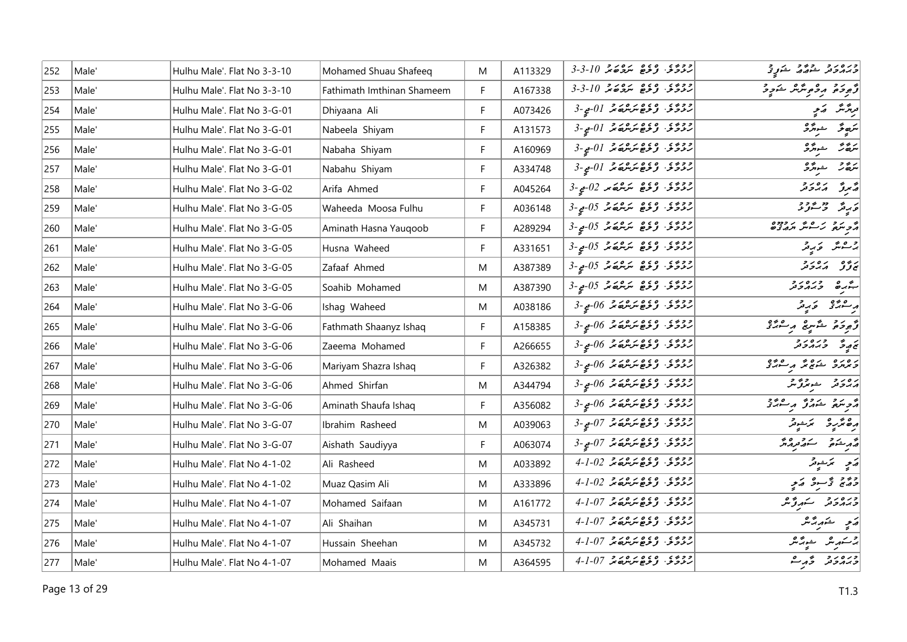| 252 | Male' | Hulhu Male'. Flat No 3-3-10 | Mohamed Shuau Shafeeq | M | A113329 | ހުޅުމާލެ. ފްލެޓް ނަމްބަރ 3-3-10 | މުހައްމަދު ޝުޢާޢު ޝަފީޤު |
|---|---|---|---|---|---|---|---|
| 253 | Male' | Hulhu Male'. Flat No 3-3-10 | Fathimath Imthinan Shameem | F | A167338 | ހުޅުމާލެ. ފްލެޓް ނަމްބަރ 3-3-10 | ފާތިމަތު އިމްތިނާން ޝަމީމް |
| 254 | Male' | Hulhu Male'. Flat No 3-G-01 | Dhiyaana Ali | F | A073426 | ހުޅުމާލެ. ފްލެޓްނަންބަރު 3-ޖީ-01 | ދިޔާނާ ޢަލީ |
| 255 | Male' | Hulhu Male'. Flat No 3-G-01 | Nabeela Shiyam | F | A131573 | ހުޅުމާލެ. ފްލެޓްނަންބަރު 3-ޖީ-01 | ނަބީލާ ޝިޔާމް |
| 256 | Male' | Hulhu Male'. Flat No 3-G-01 | Nabaha Shiyam | F | A160969 | ހުޅުމާލެ. ފްލެޓްނަންބަރު 3-ޖީ-01 | ނަބާހާ ޝިޔާމް |
| 257 | Male' | Hulhu Male'. Flat No 3-G-01 | Nabahu Shiyam | F | A334748 | ހުޅުމާލެ. ފްލެޓްނަންބަރު 3-ޖީ-01 | ނަބާހު ޝިޔާމް |
| 258 | Male' | Hulhu Male'. Flat No 3-G-02 | Arifa Ahmed | F | A045264 | ހުޅުމާލެ. ފްލެޓް ނަންބަރ 3-ޖީ-02 | އާރިފާ އަހުމަދު |
| 259 | Male' | Hulhu Male'. Flat No 3-G-05 | Waheeda Moosa Fulhu | F | A036148 | ހުޅުމާލެ. ފްލެޓް ނަންބަރު 3-ޖީ-05 | ވަހީދާ މޫސާފުޅު |
| 260 | Male' | Hulhu Male'. Flat No 3-G-05 | Aminath Hasna Yauqoob | F | A289294 | ހުޅުމާލެ. ފްލެޓް ނަންބަރު 3-ޖީ-05 | އާމިނަތު ހަސްނާ ޔައުޤޫބު |
| 261 | Male' | Hulhu Male'. Flat No 3-G-05 | Husna Waheed | F | A331651 | ހުޅުމާލެ. ފްލެޓް ނަންބަރު 3-ޖީ-05 | ހުސްނާ ވަހީދު |
| 262 | Male' | Hulhu Male'. Flat No 3-G-05 | Zafaaf Ahmed | M | A387389 | ހުޅުމާލެ. ފްލެޓް ނަންބަރު 3-ޖީ-05 | ޒަފާފް އަހުމަދު |
| 263 | Male' | Hulhu Male'. Flat No 3-G-05 | Soahib Mohamed | M | A387390 | ހުޅުމާލެ. ފްލެޓް ނަންބަރު 3-ޖީ-05 | ޞާހިބް މުހައްމަދު |
| 264 | Male' | Hulhu Male'. Flat No 3-G-06 | Ishag Waheed | M | A038186 | ހުޅުމާލެ. ފްލެޓްނަންބަރު 3-ޖީ-06 | އިސްޙާޤު ވަހީދު |
| 265 | Male' | Hulhu Male'. Flat No 3-G-06 | Fathmath Shaanyz Ishaq | F | A158385 | ހުޅުމާލެ. ފްލެޓްނަންބަރު 3-ޖީ-06 | ފާތިމަތު ޝާނީޒް އިސްޙާޤު |
| 266 | Male' | Hulhu Male'. Flat No 3-G-06 | Zaeema Mohamed | F | A266655 | ހުޅުމާލެ. ފްލެޓްނަންބަރު 3-ޖީ-06 | ޒަޢީމާ މުހައްމަދު |
| 267 | Male' | Hulhu Male'. Flat No 3-G-06 | Mariyam Shazra Ishaq | F | A326382 | ހުޅުމާލެ. ފްލެޓްނަންބަރު 3-ޖީ-06 | މަރިޔަމް ޝަޒްރާ އިސްޙާޤު |
| 268 | Male' | Hulhu Male'. Flat No 3-G-06 | Ahmed Shirfan | M | A344794 | ހުޅުމާލެ. ފްލެޓްނަންބަރު 3-ޖީ-06 | އަހުމަދު ޝިރުފާން |
| 269 | Male' | Hulhu Male'. Flat No 3-G-06 | Aminath Shaufa Ishaq | F | A356082 | ހުޅުމާލެ. ފްލެޓްނަންބަރު 3-ޖީ-06 | އާމިނަތު ޝައުފާ އިސްޙާޤު |
| 270 | Male' | Hulhu Male'. Flat No 3-G-07 | Ibrahim Rasheed | M | A039063 | ހުޅުމާލެ. ފްލެޓްނަންބަރު 3-ޖީ-07 | އިބްރާހީމް ރަޝީދު |
| 271 | Male' | Hulhu Male'. Flat No 3-G-07 | Aishath Saudiyya | F | A063074 | ހުޅުމާލެ. ފްލެޓްނަންބަރު 3-ޖީ-07 | އާއިޝަތު ސައުދިއްޔާ |
| 272 | Male' | Hulhu Male'. Flat No 4-1-02 | Ali Rasheed | M | A033892 | ހުޅުމާލެ. ފްލެޓްނަންބަރު 4-1-02 | ޢަލީ ރަޝީދު |
| 273 | Male' | Hulhu Male'. Flat No 4-1-02 | Muaz Qasim Ali | M | A333896 | ހުޅުމާލެ. ފްލެޓްނަންބަރު 4-1-02 | މުޢާޒު ޤާސިމް ޢަލީ |
| 274 | Male' | Hulhu Male'. Flat No 4-1-07 | Mohamed Saifaan | M | A161772 | ހުޅުމާލެ. ފްލެޓްނަންބަރު 4-1-07 | މުހައްމަދު ސައިފާން |
| 275 | Male' | Hulhu Male'. Flat No 4-1-07 | Ali Shaihan | M | A345731 | ހުޅުމާލެ. ފްލެޓްނަންބަރު 4-1-07 | ޢަލީ ޝައިހާން |
| 276 | Male' | Hulhu Male'. Flat No 4-1-07 | Hussain Sheehan | M | A345732 | ހުޅުމާލެ. ފްލެޓްނަންބަރު 4-1-07 | ހުސައިން ޝީހާން |
| 277 | Male' | Hulhu Male'. Flat No 4-1-07 | Mohamed Maais | M | A364595 | ހުޅުމާލެ. ފްލެޓްނަންބަރު 4-1-07 | މުހައްމަދު މާއިސް |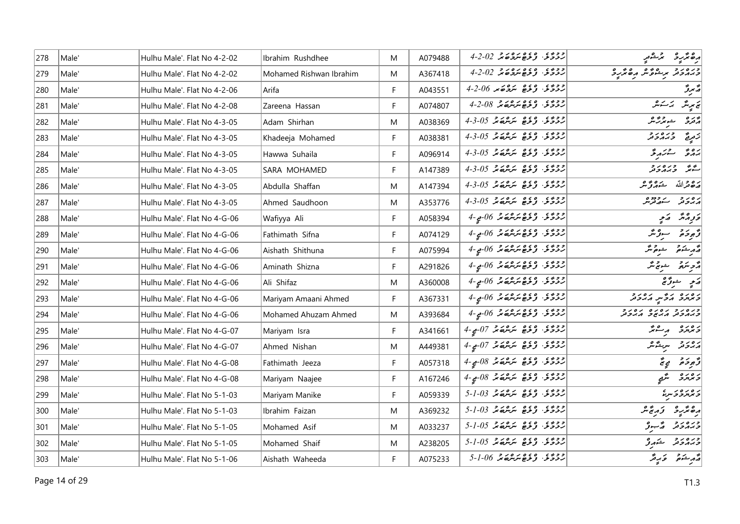| 278 | Male' | Hulhu Male'. Flat No 4-2-02 | Ibrahim Rushdhee | M | A079488 | ހުޅުމާލެ. ފްލެޓްނަންބަރ 02-2-4 | އިބްރާހީމް ރުޝްދީ |
|---|---|---|---|---|---|---|---|
| 279 | Male' | Hulhu Male'. Flat No 4-2-02 | Mohamed Rishwan Ibrahim | M | A367418 | ހުޅުމާލެ. ފްލެޓްނަންބަރ 02-2-4 | މުޙައްމަދު ރިޝްވާން އިބްރާހީމް |
| 280 | Male' | Hulhu Male'. Flat No 4-2-06 | Arifa | F | A043551 | ހުޅުމާލެ. ފްލެޓް ނަންބަރ 06-2-4 | އާރިފާ |
| 281 | Male' | Hulhu Male'. Flat No 4-2-08 | Zareena Hassan | F | A074807 | ހުޅުމާލެ. ފްލެޓްނަންބަރ 08-2-4 | ޒަރީނާ ހަސަން |
| 282 | Male' | Hulhu Male'. Flat No 4-3-05 | Adam Shirhan | M | A038369 | ހުޅުމާލެ. ފްލެޓް ނަންބަރ 05-3-4 | އާދަމް ޝިރްހާން |
| 283 | Male' | Hulhu Male'. Flat No 4-3-05 | Khadeeja Mohamed | F | A038381 | ހުޅުމާލެ. ފްލެޓް ނަންބަރ 05-3-4 | ޚަދީޖާ މުޙައްމަދު |
| 284 | Male' | Hulhu Male'. Flat No 4-3-05 | Hawwa Suhaila | F | A096914 | ހުޅުމާލެ. ފްލެޓް ނަންބަރ 05-3-4 | ހައްވާ ސުހައިލާ |
| 285 | Male' | Hulhu Male'. Flat No 4-3-05 | SARA MOHAMED | F | A147389 | ހުޅުމާލެ. ފްލެޓް ނަންބަރ 05-3-4 | ސާރާ މުޙައްމަދު |
| 286 | Male' | Hulhu Male'. Flat No 4-3-05 | Abdulla Shaffan | M | A147394 | ހުޅުމާލެ. ފްލެޓް ނަންބަރ 05-3-4 | އަބްދުﷲ ޝައްފާން |
| 287 | Male' | Hulhu Male'. Flat No 4-3-05 | Ahmed Saudhoon | M | A353776 | ހުޅުމާލެ. ފްލެޓް ނަންބަރ 05-3-4 | އަޙްމަދު ސައުދޫން |
| 288 | Male' | Hulhu Male'. Flat No 4-G-06 | Wafiyya Ali | F | A058394 | ހުޅުމާލެ. ފްލެޓްނަންބަރ 06-ޖީ-4 | ވަފިއްޔާ ޢަލީ |
| 289 | Male' | Hulhu Male'. Flat No 4-G-06 | Fathimath Sifna | F | A074129 | ހުޅުމާލެ. ފްލެޓްނަންބަރ 06-ޖީ-4 | ފާތިމަތު ސިފްނާ |
| 290 | Male' | Hulhu Male'. Flat No 4-G-06 | Aishath Shithuna | F | A075994 | ހުޅުމާލެ. ފްލެޓްނަންބަރ 06-ޖީ-4 | އާއިޝަތު ޝިތޫނާ |
| 291 | Male' | Hulhu Male'. Flat No 4-G-06 | Aminath Shizna | F | A291826 | ހުޅުމާލެ. ފްލެޓްނަންބަރ 06-ޖީ-4 | އާމިނަތު ޝިޒްނާ |
| 292 | Male' | Hulhu Male'. Flat No 4-G-06 | Ali Shifaz | M | A360008 | ހުޅުމާލެ. ފްލެޓްނަންބަރ 06-ޖީ-4 | ޢަލީ ޝިފާޒް |
| 293 | Male' | Hulhu Male'. Flat No 4-G-06 | Mariyam Amaani Ahmed | F | A367331 | ހުޅުމާލެ. ފްލެޓްނަންބަރ 06-ޖީ-4 | މަރިޔަމް އަމާނީ އަޙްމަދު |
| 294 | Male' | Hulhu Male'. Flat No 4-G-06 | Mohamed Ahuzam Ahmed | M | A393684 | ހުޅުމާލެ. ފްލެޓްނަންބަރ 06-ޖީ-4 | މުޙައްމަދު އަހުޒަމް އަޙްމަދު |
| 295 | Male' | Hulhu Male'. Flat No 4-G-07 | Mariyam Isra | F | A341661 | ހުޅުމާލެ. ފްލެޓް ނަންބަރ 07-ޖީ-4 | މަރިޔަމް އިސްރާ |
| 296 | Male' | Hulhu Male'. Flat No 4-G-07 | Ahmed Nishan | M | A449381 | ހުޅުމާލެ. ފްލެޓް ނަންބަރ 07-ޖީ-4 | އަޙްމަދު ނިޝާން |
| 297 | Male' | Hulhu Male'. Flat No 4-G-08 | Fathimath Jeeza | F | A057318 | ހުޅުމާލެ. ފްލެޓް ނަންބަރ 08-ޖީ-4 | ފާތިމަތު ޖީޒާ |
| 298 | Male' | Hulhu Male'. Flat No 4-G-08 | Mariyam Naajee | F | A167246 | ހުޅުމާލެ. ފްލެޓް ނަންބަރ 08-ޖީ-4 | މަރިޔަމް ނާޖީ |
| 299 | Male' | Hulhu Male'. Flat No 5-1-03 | Mariyam Manike | F | A059339 | ހުޅުމާލެ. ފްލެޓް ނަންބަރ 03-1-5 | މަރިޔަމްމަނިކެ |
| 300 | Male' | Hulhu Male'. Flat No 5-1-03 | Ibrahim Faizan | M | A369232 | ހުޅުމާލެ. ފްލެޓް ނަންބަރ 03-1-5 | އިބްރާހީމް ފައިޒާން |
| 301 | Male' | Hulhu Male'. Flat No 5-1-05 | Mohamed Asif | M | A033237 | ހުޅުމާލެ. ފްލެޓް ނަންބަރ 05-1-5 | މުޙައްމަދު އާސިފް |
| 302 | Male' | Hulhu Male'. Flat No 5-1-05 | Mohamed Shaif | M | A238205 | ހުޅުމާލެ. ފްލެޓް ނަންބަރ 05-1-5 | މުޙައްމަދު ޝައިފް |
| 303 | Male' | Hulhu Male'. Flat No 5-1-06 | Aishath Waheeda | F | A075233 | ހުޅުމާލެ. ފްލެޓްނަންބަރ 06-1-5 | އާއިޝަތު ވަހީދާ |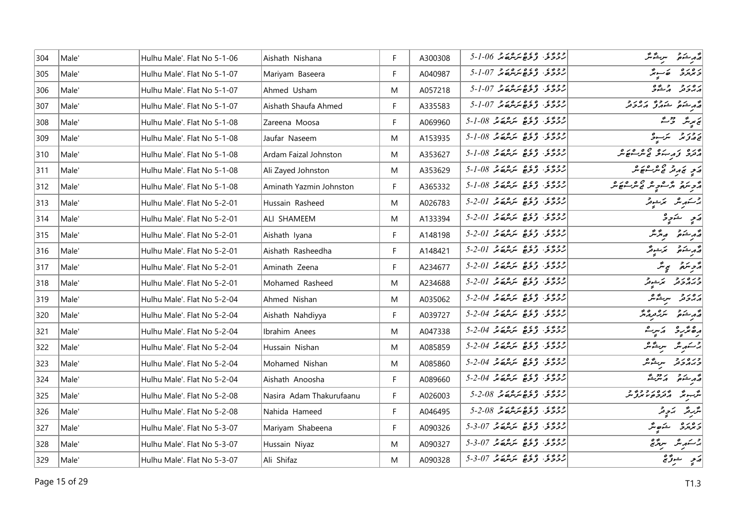| 304 | Male' | Hulhu Male'. Flat No 5-1-06 | Aishath Nishana | F | A300308 | ހުޅުމާލެ. ފްލެޓްނަންބަރު 5-1-06 | އައިށަތު ނިޝާނާ |
|---|---|---|---|---|---|---|---|
| 305 | Male' | Hulhu Male'. Flat No 5-1-07 | Mariyam Baseera | F | A040987 | ހުޅުމާލެ. ފްލެޓްނަންބަރު 5-1-07 | މަރިޔަމް ބަސީރާ |
| 306 | Male' | Hulhu Male'. Flat No 5-1-07 | Ahmed Usham | M | A057218 | ހުޅުމާލެ. ފްލެޓްނަންބަރު 5-1-07 | އަޙްމަދު އުޝާމް |
| 307 | Male' | Hulhu Male'. Flat No 5-1-07 | Aishath Shaufa Ahmed | F | A335583 | ހުޅުމާލެ. ފްލެޓްނަންބަރު 5-1-07 | އައިށަތު ޝައުފާ އަޙްމަދު |
| 308 | Male' | Hulhu Male'. Flat No 5-1-08 | Zareena Moosa | F | A069960 | ހުޅުމާލެ. ފްލެޓް ނަންބަރު 5-1-08 | ޒަރީނާ މޫސާ |
| 309 | Male' | Hulhu Male'. Flat No 5-1-08 | Jaufar Naseem | M | A153935 | ހުޅުމާލެ. ފްލެޓް ނަންބަރު 5-1-08 | ޖައުފަރު ނަސީމް |
| 310 | Male' | Hulhu Male'. Flat No 5-1-08 | Ardam Faizal Johnston | M | A353627 | ހުޅުމާލެ. ފްލެޓް ނަންބަރު 5-1-08 | އާދަމް ފައިސަލް ޖޮންސްޓަން |
| 311 | Male' | Hulhu Male'. Flat No 5-1-08 | Ali Zayed Johnston | M | A353629 | ހުޅުމާލެ. ފްލެޓް ނަންބަރު 5-1-08 | އަލި ޒައިދު ޖޮންސްޓަން |
| 312 | Male' | Hulhu Male'. Flat No 5-1-08 | Aminath Yazmin Johnston | F | A365332 | ހުޅުމާލެ. ފްލެޓް ނަންބަރު 5-1-08 | އާމިނަތު ޔާސްމިން ޖޮންސްޓަން |
| 313 | Male' | Hulhu Male'. Flat No 5-2-01 | Hussain Rasheed | M | A026783 | ހުޅުމާލެ. ފްލެޓް ނަންބަރު 5-2-01 | ހުސައިން ރަޝީދު |
| 314 | Male' | Hulhu Male'. Flat No 5-2-01 | ALI SHAMEEM | M | A133394 | ހުޅުމާލެ. ފްލެޓް ނަންބަރު 5-2-01 | އަލި ޝަމީމް |
| 315 | Male' | Hulhu Male'. Flat No 5-2-01 | Aishath Iyana | F | A148198 | ހުޅުމާލެ. ފްލެޓް ނަންބަރު 5-2-01 | އައިށަތު އިޔާނާ |
| 316 | Male' | Hulhu Male'. Flat No 5-2-01 | Aishath Rasheedha | F | A148421 | ހުޅުމާލެ. ފްލެޓް ނަންބަރު 5-2-01 | އައިށަތު ރަޝީދާ |
| 317 | Male' | Hulhu Male'. Flat No 5-2-01 | Aminath Zeena | F | A234677 | ހުޅުމާލެ. ފްލެޓް ނަންބަރު 5-2-01 | އާމިނަތު ޒީނާ |
| 318 | Male' | Hulhu Male'. Flat No 5-2-01 | Mohamed Rasheed | M | A234688 | ހުޅުމާލެ. ފްލެޓް ނަންބަރު 5-2-01 | މުޙައްމަދު ރަޝީދު |
| 319 | Male' | Hulhu Male'. Flat No 5-2-04 | Ahmed Nishan | M | A035062 | ހުޅުމާލެ. ފްލެޓް ނަންބަރު 5-2-04 | އަޙްމަދު ނިޝާން |
| 320 | Male' | Hulhu Male'. Flat No 5-2-04 | Aishath Nahdiyya | F | A039727 | ހުޅުމާލެ. ފްލެޓް ނަންބަރު 5-2-04 | އައިށަތު ނަހްދިއްޔާ |
| 321 | Male' | Hulhu Male'. Flat No 5-2-04 | Ibrahim Anees | M | A047338 | ހުޅުމާލެ. ފްލެޓް ނަންބަރު 5-2-04 | އިބްރާހިމް އަނީސް |
| 322 | Male' | Hulhu Male'. Flat No 5-2-04 | Hussain Nishan | M | A085859 | ހުޅުމާލެ. ފްލެޓް ނަންބަރު 5-2-04 | ހުސައިން ނިޝާން |
| 323 | Male' | Hulhu Male'. Flat No 5-2-04 | Mohamed Nishan | M | A085860 | ހުޅުމާލެ. ފްލެޓް ނަންބަރު 5-2-04 | މުޙައްމަދު ނިޝާން |
| 324 | Male' | Hulhu Male'. Flat No 5-2-04 | Aishath Anoosha | F | A089660 | ހުޅުމާލެ. ފްލެޓް ނަންބަރު 5-2-04 | އައިށަތު އަނޫޝާ |
| 325 | Male' | Hulhu Male'. Flat No 5-2-08 | Nasira Adam Thakurufaanu | F | A026003 | ހުޅުމާލެ. ފްލެޓްނަންބަރު 5-2-08 | ނާސިރާ އާދަމް ތަކުރުފާނު |
| 326 | Male' | Hulhu Male'. Flat No 5-2-08 | Nahida Hameed | F | A046495 | ހުޅުމާލެ. ފްލެޓްނަންބަރު 5-2-08 | ނާހިދާ ހަމީދު |
| 327 | Male' | Hulhu Male'. Flat No 5-3-07 | Mariyam Shabeena | F | A090326 | ހުޅުމާލެ. ފްލެޓް ނަންބަރު 5-3-07 | މަރިޔަމް ޝަބީނާ |
| 328 | Male' | Hulhu Male'. Flat No 5-3-07 | Hussain Niyaz | M | A090327 | ހުޅުމާލެ. ފްލެޓް ނަންބަރު 5-3-07 | ހުސައިން ނިޔާޒް |
| 329 | Male' | Hulhu Male'. Flat No 5-3-07 | Ali Shifaz | M | A090328 | ހުޅުމާލެ. ފްލެޓް ނަންބަރު 5-3-07 | އަލި ޝިފާޒް |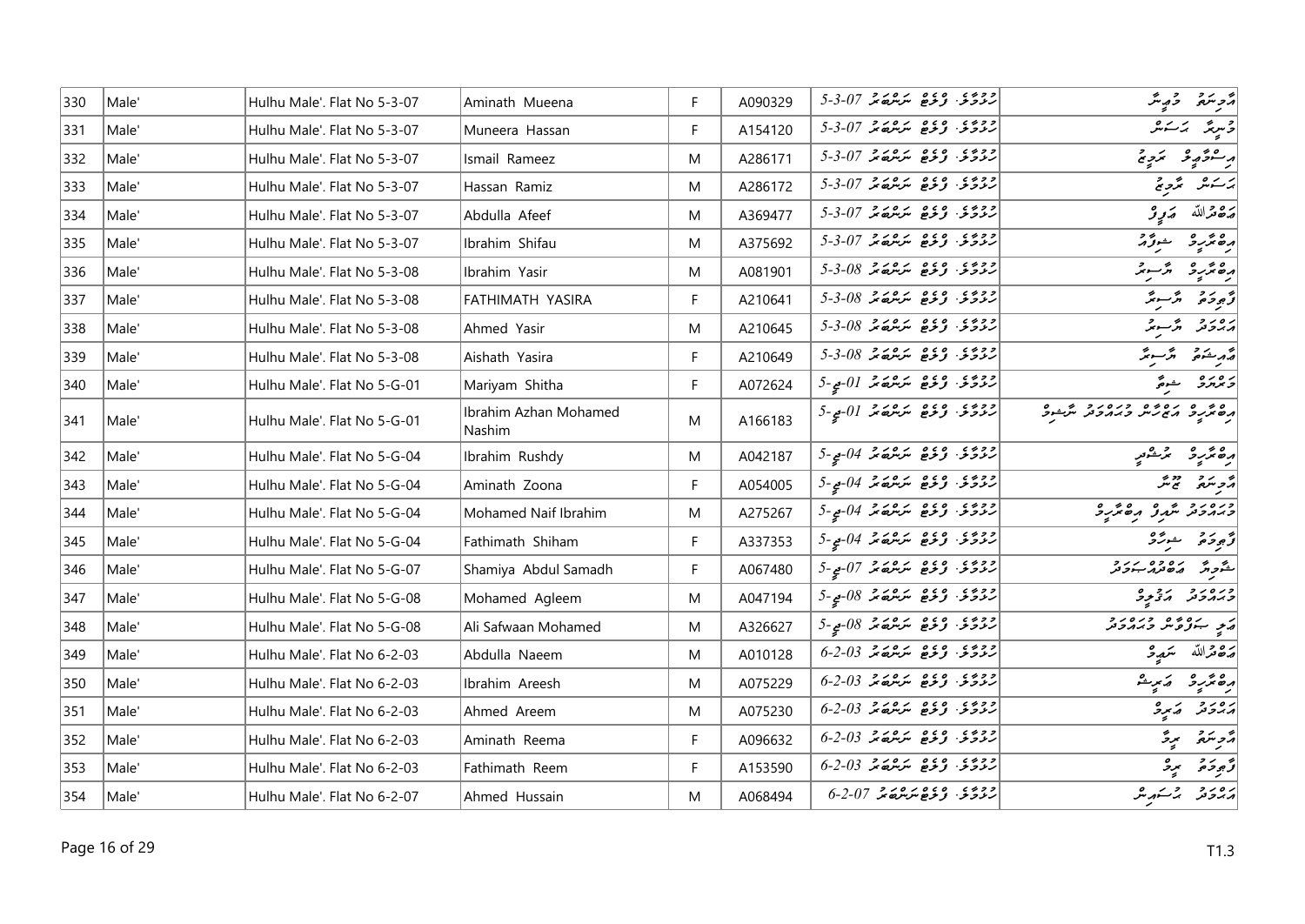| 330 | Male' | Hulhu Male'. Flat No 5-3-07 | Aminath Mueena | F | A090329 | ހުޅުމާލެ. ފްލެޓް ނަންބަރު 5-3-07 | އާމިނަތު މުއީނާ |
|---|---|---|---|---|---|---|---|
| 331 | Male' | Hulhu Male'. Flat No 5-3-07 | Muneera Hassan | F | A154120 | ހުޅުމާލެ. ފްލެޓް ނަންބަރު 5-3-07 | މުނީރާ ހަސަން |
| 332 | Male' | Hulhu Male'. Flat No 5-3-07 | Ismail Rameez | M | A286171 | ހުޅުމާލެ. ފްލެޓް ނަންބަރު 5-3-07 | އިސްމާއިލް ރަމީޒް |
| 333 | Male' | Hulhu Male'. Flat No 5-3-07 | Hassan Ramiz | M | A286172 | ހުޅުމާލެ. ފްލެޓް ނަންބަރު 5-3-07 | ހަސަން ރާމިޒް |
| 334 | Male' | Hulhu Male'. Flat No 5-3-07 | Abdulla Afeef | M | A369477 | ހުޅުމާލެ. ފްލެޓް ނަންބަރު 5-3-07 | އަބްދުﷲ އަފީފް |
| 335 | Male' | Hulhu Male'. Flat No 5-3-07 | Ibrahim Shifau | M | A375692 | ހުޅުމާލެ. ފްލެޓް ނަންބަރު 5-3-07 | އިބްރާހީމް ޝިފާއު |
| 336 | Male' | Hulhu Male'. Flat No 5-3-08 | Ibrahim Yasir | M | A081901 | ހުޅުމާލެ. ފްލެޓް ނަންބަރު 5-3-08 | އިބްރާހީމް ޔާސިރު |
| 337 | Male' | Hulhu Male'. Flat No 5-3-08 | FATHIMATH YASIRA | F | A210641 | ހުޅުމާލެ. ފްލެޓް ނަންބަރު 5-3-08 | ފާތިމަތު ޔާސިރާ |
| 338 | Male' | Hulhu Male'. Flat No 5-3-08 | Ahmed Yasir | M | A210645 | ހުޅުމާލެ. ފްލެޓް ނަންބަރު 5-3-08 | އަހްމަދު ޔާސިރު |
| 339 | Male' | Hulhu Male'. Flat No 5-3-08 | Aishath Yasira | F | A210649 | ހުޅުމާލެ. ފްލެޓް ނަންބަރު 5-3-08 | އާއިޝަތު ޔާސިރާ |
| 340 | Male' | Hulhu Male'. Flat No 5-G-01 | Mariyam Shitha | F | A072624 | ހުޅުމާލެ. ފްލެޓް ނަންބަރު 5-ޖީ-01 | މަރިޔަމް ޝިތާ |
| 341 | Male' | Hulhu Male'. Flat No 5-G-01 | Ibrahim Azhan Mohamed Nashim | M | A166183 | ހުޅުމާލެ. ފްލެޓް ނަންބަރު 5-ޖީ-01 | އިބްރާހީމް އަޒްހާން މުހައްމަދު ނާޝިމް |
| 342 | Male' | Hulhu Male'. Flat No 5-G-04 | Ibrahim Rushdy | M | A042187 | ހުޅުމާލެ. ފްލެޓް ނަންބަރު 5-ޖީ-04 | އިބްރާހީމް ރުޝްދީ |
| 343 | Male' | Hulhu Male'. Flat No 5-G-04 | Aminath Zoona | F | A054005 | ހުޅުމާލެ. ފްލެޓް ނަންބަރު 5-ޖީ-04 | އާމިނަތު ޒޫނާ |
| 344 | Male' | Hulhu Male'. Flat No 5-G-04 | Mohamed Naif Ibrahim | M | A275267 | ހުޅުމާލެ. ފްލެޓް ނަންބަރު 5-ޖީ-04 | މުހައްމަދު ނާއިފް އިބްރާހީމް |
| 345 | Male' | Hulhu Male'. Flat No 5-G-04 | Fathimath Shiham | F | A337353 | ހުޅުމާލެ. ފްލެޓް ނަންބަރު 5-ޖީ-04 | ފާތިމަތު ޝިހާމް |
| 346 | Male' | Hulhu Male'. Flat No 5-G-07 | Shamiya Abdul Samadh | F | A067480 | ހުޅުމާލެ. ފްލެޓް ނަންބަރު 5-ޖީ-07 | ޝާމިޔާ އަބްދުލްސަމަދު |
| 347 | Male' | Hulhu Male'. Flat No 5-G-08 | Mohamed Agleem | M | A047194 | ހުޅުމާލެ. ފްލެޓް ނަންބަރު 5-ޖީ-08 | މުހައްމަދު އަގުލީމް |
| 348 | Male' | Hulhu Male'. Flat No 5-G-08 | Ali Safwaan Mohamed | M | A326627 | ހުޅުމާލެ. ފްލެޓް ނަންބަރު 5-ޖީ-08 | އަލި ސަފްވާން މުހައްމަދު |
| 349 | Male' | Hulhu Male'. Flat No 6-2-03 | Abdulla Naeem | M | A010128 | ހުޅުމާލެ. ފްލެޓް ނަންބަރު 6-2-03 | އަބްދުﷲ ނަޢީމް |
| 350 | Male' | Hulhu Male'. Flat No 6-2-03 | Ibrahim Areesh | M | A075229 | ހުޅުމާލެ. ފްލެޓް ނަންބަރު 6-2-03 | އިބްރާހީމް އަރީޝް |
| 351 | Male' | Hulhu Male'. Flat No 6-2-03 | Ahmed Areem | M | A075230 | ހުޅުމާލެ. ފްލެޓް ނަންބަރު 6-2-03 | އަހްމަދު އަރީމް |
| 352 | Male' | Hulhu Male'. Flat No 6-2-03 | Aminath Reema | F | A096632 | ހުޅުމާލެ. ފްލެޓް ނަންބަރު 6-2-03 | އާމިނަތު ރީމާ |
| 353 | Male' | Hulhu Male'. Flat No 6-2-03 | Fathimath Reem | F | A153590 | ހުޅުމާލެ. ފްލެޓް ނަންބަރު 6-2-03 | ފާތިމަތު ރީމް |
| 354 | Male' | Hulhu Male'. Flat No 6-2-07 | Ahmed Hussain | M | A068494 | ހުޅުމާލެ. ފްލެޓްނަންބަރު 6-2-07 | އަހްމަދު ހުސައިން |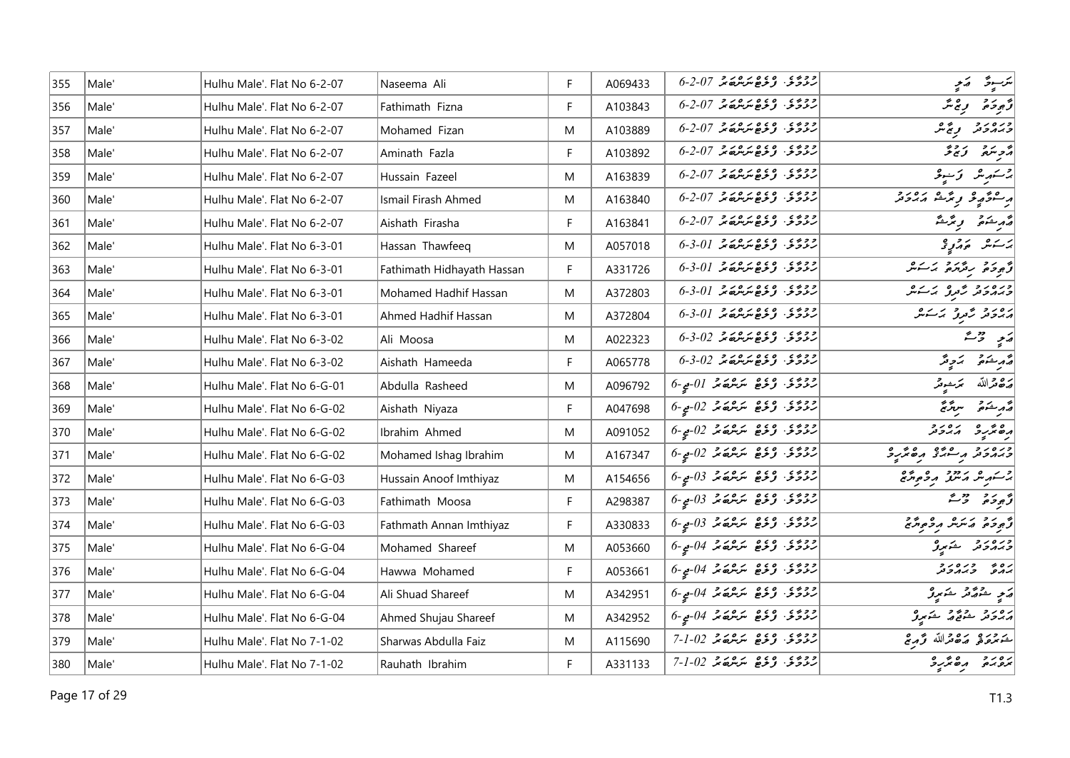| 355 | Male' | Hulhu Male'. Flat No 6-2-07 | Naseema Ali | F | A069433 | ހުޅުމާލެ. ފުލެޓު ނަންބަރު 6-2-07 | ނަސީމާ އަލި |
|---|---|---|---|---|---|---|---|
| 356 | Male' | Hulhu Male'. Flat No 6-2-07 | Fathimath Fizna | F | A103843 | ހުޅުމާލެ. ފުލެޓު ނަންބަރު 6-2-07 | ފާތިމަތު ފިޒްނާ |
| 357 | Male' | Hulhu Male'. Flat No 6-2-07 | Mohamed Fizan | M | A103889 | ހުޅުމާލެ. ފުލެޓު ނަންބަރު 6-2-07 | މުހައްމަދު ފިޒާން |
| 358 | Male' | Hulhu Male'. Flat No 6-2-07 | Aminath Fazla | F | A103892 | ހުޅުމާލެ. ފުލެޓު ނަންބަރު 6-2-07 | އާމިނަތު ފަޟްލާ |
| 359 | Male' | Hulhu Male'. Flat No 6-2-07 | Hussain Fazeel | M | A163839 | ހުޅުމާލެ. ފުލެޓު ނަންބަރު 6-2-07 | ހުސައިން ފަޒީލް |
| 360 | Male' | Hulhu Male'. Flat No 6-2-07 | Ismail Firash Ahmed | M | A163840 | ހުޅުމާލެ. ފުލެޓު ނަންބަރު 6-2-07 | އިސްމާއީލް ފިރާޝް އަހްމަދު |
| 361 | Male' | Hulhu Male'. Flat No 6-2-07 | Aishath Firasha | F | A163841 | ހުޅުމާލެ. ފުލެޓު ނަންބަރު 6-2-07 | އާއިޝަތު ފިރާޝާ |
| 362 | Male' | Hulhu Male'. Flat No 6-3-01 | Hassan Thawfeeq | M | A057018 | ހުޅުމާލެ. ފުލެޓު ނަންބަރު 6-3-01 | ހަސަން ތައުފީޤު |
| 363 | Male' | Hulhu Male'. Flat No 6-3-01 | Fathimath Hidhayath Hassan | F | A331726 | ހުޅުމާލެ. ފުލެޓު ނަންބަރު 6-3-01 | ފާތިމަތު ހިދާޔަތު ހަސަން |
| 364 | Male' | Hulhu Male'. Flat No 6-3-01 | Mohamed Hadhif Hassan | M | A372803 | ހުޅުމާލެ. ފުލެޓު ނަންބަރު 6-3-01 | މުހައްމަދު ހާދިފް ހަސަން |
| 365 | Male' | Hulhu Male'. Flat No 6-3-01 | Ahmed Hadhif Hassan | M | A372804 | ހުޅުމާލެ. ފުލެޓު ނަންބަރު 6-3-01 | އަހްމަދު ހާދިފް ހަސަން |
| 366 | Male' | Hulhu Male'. Flat No 6-3-02 | Ali Moosa | M | A022323 | ހުޅުމާލެ. ފުލެޓު ނަންބަރު 6-3-02 | އަލި މޫސާ |
| 367 | Male' | Hulhu Male'. Flat No 6-3-02 | Aishath Hameeda | F | A065778 | ހުޅުމާލެ. ފުލެޓު ނަންބަރު 6-3-02 | އާއިޝަތު ހަމީދާ |
| 368 | Male' | Hulhu Male'. Flat No 6-G-01 | Abdulla Rasheed | M | A096792 | ހުޅުމާލެ. ފުލެޓު ނަންބަރު 6-ޖީ-01 | އަބްދުﷲ ރަޝީދު |
| 369 | Male' | Hulhu Male'. Flat No 6-G-02 | Aishath Niyaza | F | A047698 | ހުޅުމާލެ. ފުލެޓު ނަންބަރު 6-ޖީ-02 | އާއިޝަތު ނިޔާޒާ |
| 370 | Male' | Hulhu Male'. Flat No 6-G-02 | Ibrahim Ahmed | M | A091052 | ހުޅުމާލެ. ފުލެޓު ނަންބަރު 6-ޖީ-02 | އިބްރާހީމް އަހްމަދު |
| 371 | Male' | Hulhu Male'. Flat No 6-G-02 | Mohamed Ishag Ibrahim | M | A167347 | ހުޅުމާލެ. ފުލެޓު ނަންބަރު 6-ޖީ-02 | މުހައްމަދު އިސްޙާޤު އިބްރާހީމް |
| 372 | Male' | Hulhu Male'. Flat No 6-G-03 | Hussain Anoof Imthiyaz | M | A154656 | ހުޅުމާލެ. ފުލެޓު ނަންބަރު 6-ޖީ-03 | ހުސައިން އަނޫފް އިމްތިޔާޒް |
| 373 | Male' | Hulhu Male'. Flat No 6-G-03 | Fathimath Moosa | F | A298387 | ހުޅުމާލެ. ފުލެޓު ނަންބަރު 6-ޖީ-03 | ފާތިމަތު މޫސާ |
| 374 | Male' | Hulhu Male'. Flat No 6-G-03 | Fathmath Annan Imthiyaz | F | A330833 | ހުޅުމާލެ. ފުލެޓު ނަންބަރު 6-ޖީ-03 | ފާތިމަތު އަނަން އިމްތިޔާޒް |
| 375 | Male' | Hulhu Male'. Flat No 6-G-04 | Mohamed Shareef | M | A053660 | ހުޅުމާލެ. ފުލެޓު ނަންބަރު 6-ޖީ-04 | މުހައްމަދު ޝަރީފު |
| 376 | Male' | Hulhu Male'. Flat No 6-G-04 | Hawwa Mohamed | F | A053661 | ހުޅުމާލެ. ފުލެޓު ނަންބަރު 6-ޖީ-04 | ހައްވާ މުހައްމަދު |
| 377 | Male' | Hulhu Male'. Flat No 6-G-04 | Ali Shuad Shareef | M | A342951 | ހުޅުމާލެ. ފުލެޓު ނަންބަރު 6-ޖީ-04 | އަލި ޝުއާދު ޝަރީފު |
| 378 | Male' | Hulhu Male'. Flat No 6-G-04 | Ahmed Shujau Shareef | M | A342952 | ހުޅުމާލެ. ފުލެޓު ނަންބަރު 6-ޖީ-04 | އަހްމަދު ޝުޖާޢު ޝަރީފު |
| 379 | Male' | Hulhu Male'. Flat No 7-1-02 | Sharwas Abdulla Faiz | M | A115690 | ހުޅުމާލެ. ފުލެޓު ނަންބަރު 7-1-02 | ޝަރްވާސް އަބްދުﷲ ފާއިޒް |
| 380 | Male' | Hulhu Male'. Flat No 7-1-02 | Rauhath Ibrahim | F | A331133 | ހުޅުމާލެ. ފުލެޓު ނަންބަރު 7-1-02 | ރައުހަތު އިބްރާހީމް |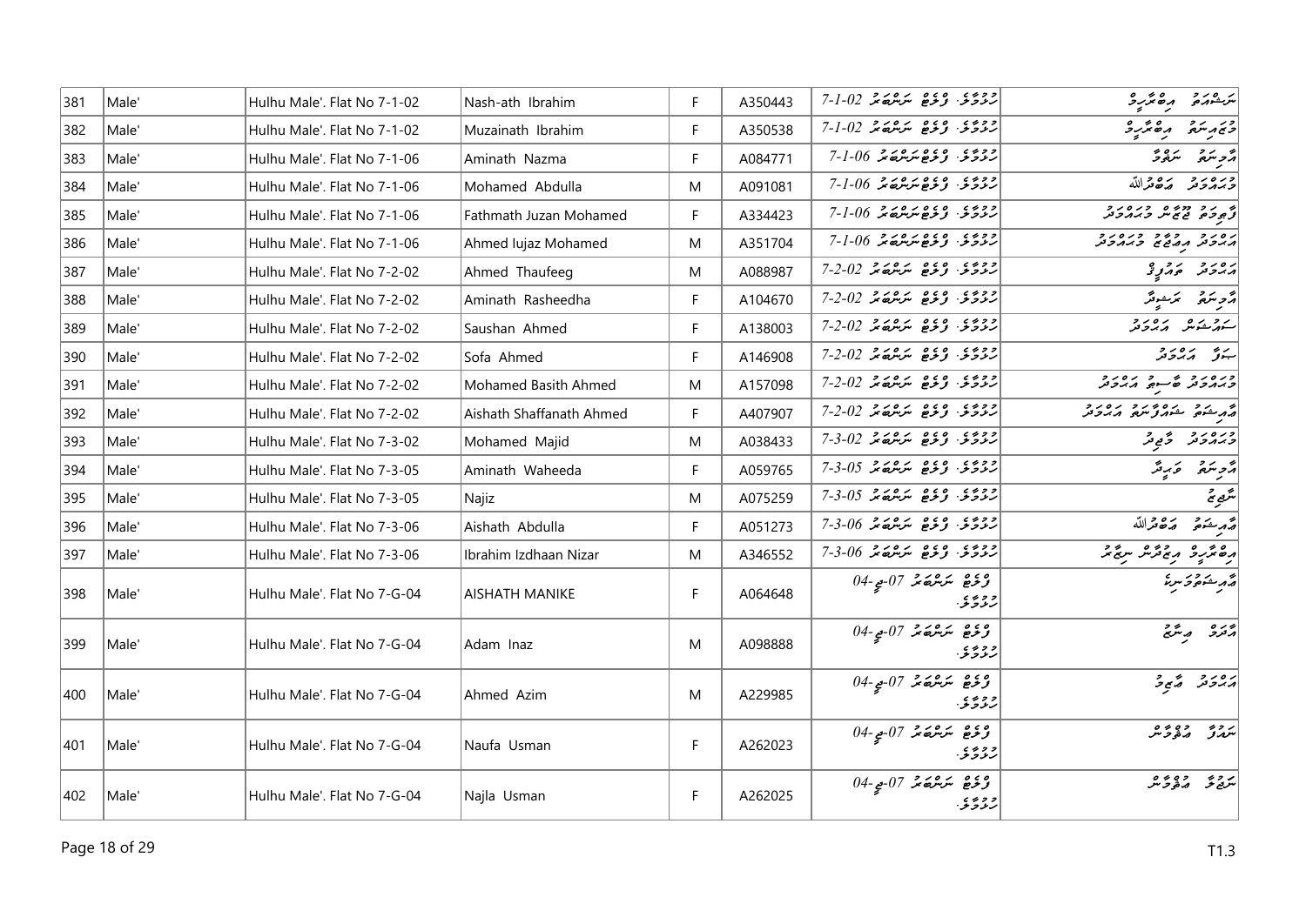| 381 | Male' | Hulhu Male'. Flat No 7-1-02 | Nash-ath Ibrahim | F | A350443 | ހުޅުމާލެ. ފްލެޓް ނަންބަރު 7-1-02 | ނަޝްއަތު އިބްރާހީމް |
|---|---|---|---|---|---|---|---|
| 382 | Male' | Hulhu Male'. Flat No 7-1-02 | Muzainath Ibrahim | F | A350538 | ހުޅުމާލެ. ފްލެޓް ނަންބަރު 7-1-02 | މުޒައިނަތު އިބްރާހީމް |
| 383 | Male' | Hulhu Male'. Flat No 7-1-06 | Aminath Nazma | F | A084771 | ހުޅުމާލެ. ފްލެޓްނަންބަރު 7-1-06 | އާމިނަތު ނަޒްމާ |
| 384 | Male' | Hulhu Male'. Flat No 7-1-06 | Mohamed Abdulla | M | A091081 | ހުޅުމާލެ. ފްލެޓްނަންބަރު 7-1-06 | މުހައްމަދު އަބްދުﷲ |
| 385 | Male' | Hulhu Male'. Flat No 7-1-06 | Fathmath Juzan Mohamed | F | A334423 | ހުޅުމާލެ. ފްލެޓްނަންބަރު 7-1-06 | ފާތިމަތު ޖޫޒާން މުހައްމަދު |
| 386 | Male' | Hulhu Male'. Flat No 7-1-06 | Ahmed Iujaz Mohamed | M | A351704 | ހުޅުމާލެ. ފްލެޓްނަންބަރު 7-1-06 | އަހްމަދު އިޢުޖާޒު މުހައްމަދު |
| 387 | Male' | Hulhu Male'. Flat No 7-2-02 | Ahmed Thaufeeg | M | A088987 | ހުޅުމާލެ. ފްލެޓް ނަންބަރު 7-2-02 | އަހްމަދު ތައުފީގު |
| 388 | Male' | Hulhu Male'. Flat No 7-2-02 | Aminath Rasheedha | F | A104670 | ހުޅުމާލެ. ފްލެޓް ނަންބަރު 7-2-02 | އާމިނަތު ރަޝީދާ |
| 389 | Male' | Hulhu Male'. Flat No 7-2-02 | Saushan Ahmed | F | A138003 | ހުޅުމާލެ. ފްލެޓް ނަންބަރު 7-2-02 | ސައުޝަން އަހްމަދު |
| 390 | Male' | Hulhu Male'. Flat No 7-2-02 | Sofa Ahmed | F | A146908 | ހުޅުމާލެ. ފްލެޓް ނަންބަރު 7-2-02 | ސޯފާ އަހްމަދު |
| 391 | Male' | Hulhu Male'. Flat No 7-2-02 | Mohamed Basith Ahmed | M | A157098 | ހުޅުމާލެ. ފްލެޓް ނަންބަރު 7-2-02 | މުހައްމަދު ބާސިތު އަހްމަދު |
| 392 | Male' | Hulhu Male'. Flat No 7-2-02 | Aishath Shaffanath Ahmed | F | A407907 | ހުޅުމާލެ. ފްލެޓް ނަންބަރު 7-2-02 | އާއިޝަތު ޝައްފާނަތު އަހްމަދު |
| 393 | Male' | Hulhu Male'. Flat No 7-3-02 | Mohamed Majid | M | A038433 | ހުޅުމާލެ. ފްލެޓް ނަންބަރު 7-3-02 | މުހައްމަދު މާޖިދު |
| 394 | Male' | Hulhu Male'. Flat No 7-3-05 | Aminath Waheeda | F | A059765 | ހުޅުމާލެ. ފްލެޓް ނަންބަރު 7-3-05 | އާމިނަތު ވަހީދާ |
| 395 | Male' | Hulhu Male'. Flat No 7-3-05 | Najiz | M | A075259 | ހުޅުމާލެ. ފްލެޓް ނަންބަރު 7-3-05 | ނާޖިޒު |
| 396 | Male' | Hulhu Male'. Flat No 7-3-06 | Aishath Abdulla | F | A051273 | ހުޅުމާލެ. ފްލެޓް ނަންބަރު 7-3-06 | އާއިޝަތު އަބްދުﷲ |
| 397 | Male' | Hulhu Male'. Flat No 7-3-06 | Ibrahim Izdhaan Nizar | M | A346552 | ހުޅުމާލެ. ފްލެޓް ނަންބަރު 7-3-06 | އިބްރާހީމް އިޒްދާން ނިޒާރު |
| 398 | Male' | Hulhu Male'. Flat No 7-G-04 | AISHATH MANIKE | F | A064648 | ފްލެޓް ނަންބަރު 07-ޖީ-04 ހުޅުމާލެ. | އާއިޝަތުމަނިކެ |
| 399 | Male' | Hulhu Male'. Flat No 7-G-04 | Adam Inaz | M | A098888 | ފްލެޓް ނަންބަރު 07-ޖީ-04 ހުޅުމާލެ. | އާދަމް އިނާޒް |
| 400 | Male' | Hulhu Male'. Flat No 7-G-04 | Ahmed Azim | M | A229985 | ފްލެޓް ނަންބަރު 07-ޖީ-04 ހުޅުމާލެ. | އަހްމަދު އާޒިމް |
| 401 | Male' | Hulhu Male'. Flat No 7-G-04 | Naufa Usman | F | A262023 | ފްލެޓް ނަންބަރު 07-ޖީ-04 ހުޅުމާލެ. | ނައުފާ އުސްމާން |
| 402 | Male' | Hulhu Male'. Flat No 7-G-04 | Najla Usman | F | A262025 | ފްލެޓް ނަންބަރު 07-ޖީ-04 ހުޅުމާލެ. | ނަޖްލާ އުސްމާން |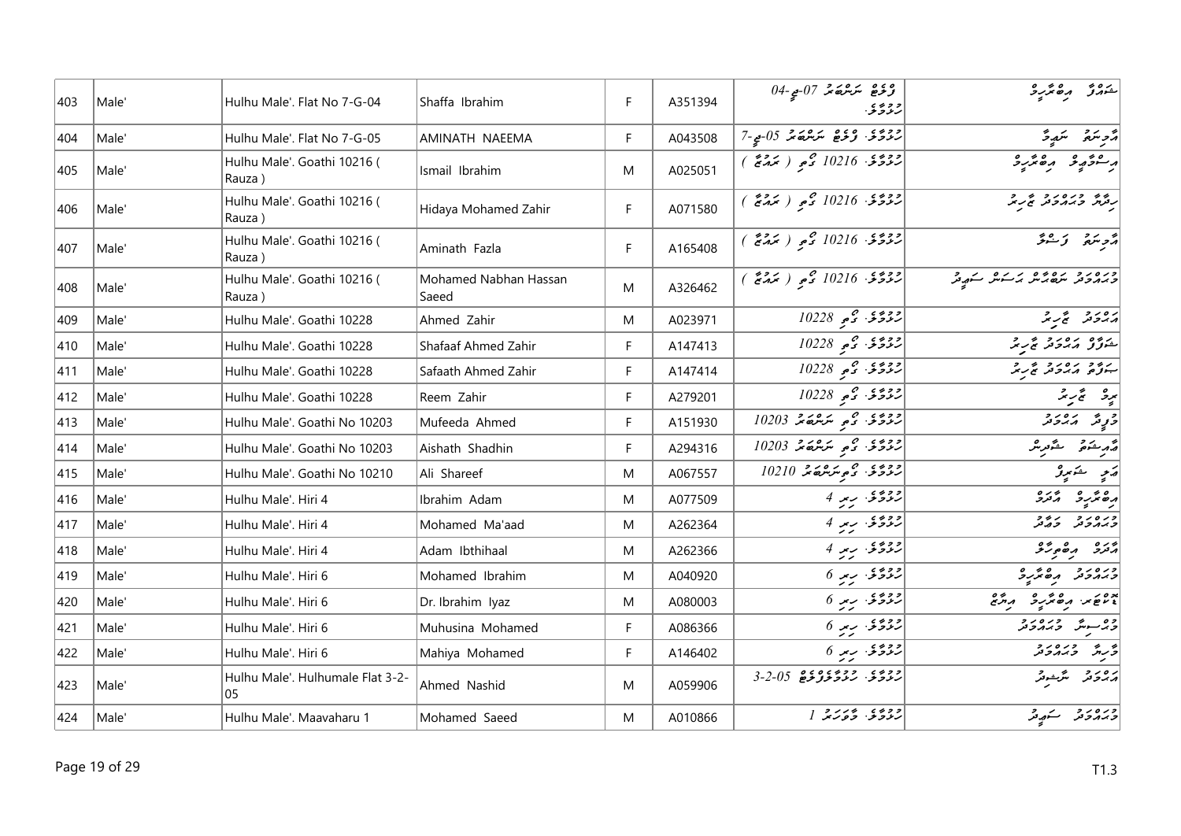| 403 | Male' | Hulhu Male'. Flat No 7-G-04 | Shaffa Ibrahim | F | A351394 | ފްލެޓް ނަންބަރު 07-ޖީ-04 ހުޅުމާލެ. | ޝައްފާ އިބްރާހީމް |
|---|---|---|---|---|---|---|---|
| 404 | Male' | Hulhu Male'. Flat No 7-G-05 | AMINATH NAEEMA | F | A043508 | ހުޅުމާލެ. ފްލެޓް ނަންބަރު 05-ޖީ-7 | އާމިނަތު ނައީމާ |
| 405 | Male' | Hulhu Male'. Goathi 10216 ( Rauza ) | Ismail Ibrahim | M | A025051 | ހުޅުމާލެ. 10216 ގޯތި ( ރައުޟާ ) | އިސްމާއީލް އިބްރާހީމް |
| 406 | Male' | Hulhu Male'. Goathi 10216 ( Rauza ) | Hidaya Mohamed Zahir | F | A071580 | ހުޅުމާލެ. 10216 ގޯތި ( ރައުޟާ ) | ހިދާޔާ މުޙައްމަދު ޒާހިރު |
| 407 | Male' | Hulhu Male'. Goathi 10216 ( Rauza ) | Aminath Fazla | F | A165408 | ހުޅުމާލެ. 10216 ގޯތި ( ރައުޟާ ) | އާމިނަތު ފަޟްލާ |
| 408 | Male' | Hulhu Male'. Goathi 10216 ( Rauza ) | Mohamed Nabhan Hassan Saeed | M | A326462 | ހުޅުމާލެ. 10216 ގޯތި ( ރައުޟާ ) | މުޙައްމަދު ނަބްހާން ޙަސަން ސަޢީދު |
| 409 | Male' | Hulhu Male'. Goathi 10228 | Ahmed Zahir | M | A023971 | ހުޅުމާލެ. ގޯތި 10228 | އަޙްމަދު ޒާހިރު |
| 410 | Male' | Hulhu Male'. Goathi 10228 | Shafaaf Ahmed Zahir | F | A147413 | ހުޅުމާލެ. ގޯތި 10228 | ޝަފާފް އަޙްމަދު ޒާހިރު |
| 411 | Male' | Hulhu Male'. Goathi 10228 | Safaath Ahmed Zahir | F | A147414 | ހުޅުމާލެ. ގޯތި 10228 | ސަފާއަތު އަޙްމަދު ޒާހިރު |
| 412 | Male' | Hulhu Male'. Goathi 10228 | Reem Zahir | F | A279201 | ހުޅުމާލެ. ގޯތި 10228 | ރީމް ޒާހިރު |
| 413 | Male' | Hulhu Male'. Goathi No 10203 | Mufeeda Ahmed | F | A151930 | ހުޅުމާލެ. ގޯތި ނަންބަރު 10203 | މުފީދާ އަޙްމަދު |
| 414 | Male' | Hulhu Male'. Goathi No 10203 | Aishath Shadhin | F | A294316 | ހުޅުމާލެ. ގޯތި ނަންބަރު 10203 | އާއިޝަތު ޝާދިން |
| 415 | Male' | Hulhu Male'. Goathi No 10210 | Ali Shareef | M | A067557 | ހުޅުމާލެ. ގޯތިނަންބަރު 10210 | އަލީ ޝަރީފް |
| 416 | Male' | Hulhu Male'. Hiri 4 | Ibrahim Adam | M | A077509 | ހުޅުމާލެ. ހިރި 4 | އިބްރާހީމް އާދަމް |
| 417 | Male' | Hulhu Male'. Hiri 4 | Mohamed Ma'aad | M | A262364 | ހުޅުމާލެ. ހިރި 4 | މުޙައްމަދު މައާދު |
| 418 | Male' | Hulhu Male'. Hiri 4 | Adam Ibthihaal | M | A262366 | ހުޅުމާލެ. ހިރި 4 | އާދަމް އިބްތިހާލް |
| 419 | Male' | Hulhu Male'. Hiri 6 | Mohamed Ibrahim | M | A040920 | ހުޅުމާލެ. ހިރި 6 | މުޙައްމަދު އިބްރާހީމް |
| 420 | Male' | Hulhu Male'. Hiri 6 | Dr. Ibrahim Iyaz | M | A080003 | ހުޅުމާލެ. ހިރި 6 | ޑޮކްޓަރ. އިބްރާހީމް އިޔާޒް |
| 421 | Male' | Hulhu Male'. Hiri 6 | Muhusina Mohamed | F | A086366 | ހުޅުމާލެ. ހިރި 6 | މުޙުސިނާ މުޙައްމަދު |
| 422 | Male' | Hulhu Male'. Hiri 6 | Mahiya Mohamed | F | A146402 | ހުޅުމާލެ. ހިރި 6 | މާހިޔާ މުޙައްމަދު |
| 423 | Male' | Hulhu Male'. Hulhumale Flat 3-2-05 | Ahmed Nashid | M | A059906 | ހުޅުމާލެ. ހުޅުމާލެފްލެޓް 05-2-3 | އަޙްމަދު ނާޝިދު |
| 424 | Male' | Hulhu Male'. Maavaharu 1 | Mohamed Saeed | M | A010866 | ހުޅުމާލެ. މާވަހަރު 1 | މުޙައްމަދު ސަޢީދު |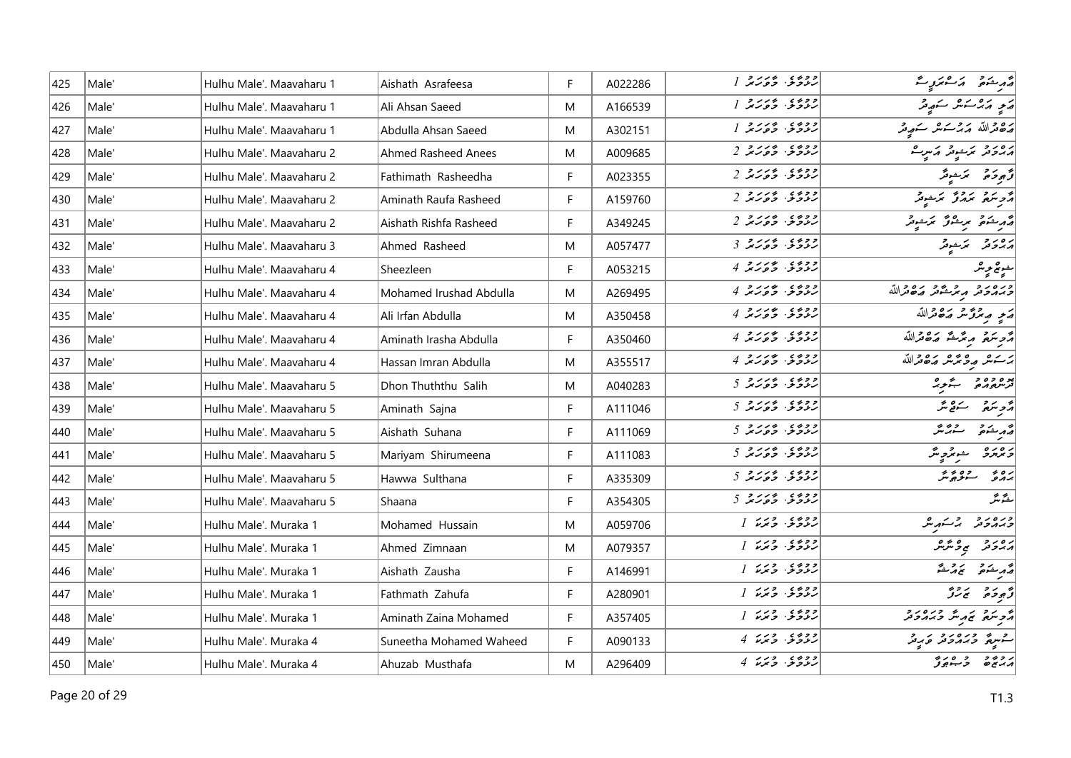| 425 | Male' | Hulhu Male'. Maavaharu 1 | Aishath Asrafeesa | F | A022286 | ހުޅުމާލެ. މާވަހަރު 1 | ޢާއިޝަތު އަސްރަފީސާ |
|---|---|---|---|---|---|---|---|
| 426 | Male' | Hulhu Male'. Maavaharu 1 | Ali Ahsan Saeed | M | A166539 | ހުޅުމާލެ. މާވަހަރު 1 | ޢަލީ އަޙްސަން ސަޢީދު |
| 427 | Male' | Hulhu Male'. Maavaharu 1 | Abdulla Ahsan Saeed | M | A302151 | ހުޅުމާލެ. މާވަހަރު 1 | ޢަބްދުﷲ އަޙްސަން ސަޢީދު |
| 428 | Male' | Hulhu Male'. Maavaharu 2 | Ahmed Rasheed Anees | M | A009685 | ހުޅުމާލެ. މާވަހަރު 2 | އަޙްމަދު ރަޝީދު އަނީސް |
| 429 | Male' | Hulhu Male'. Maavaharu 2 | Fathimath Rasheedha | F | A023355 | ހުޅުމާލެ. މާވަހަރު 2 | ފާތިމަތު ރަޝީދާ |
| 430 | Male' | Hulhu Male'. Maavaharu 2 | Aminath Raufa Rasheed | F | A159760 | ހުޅުމާލެ. މާވަހަރު 2 | އާމިނަތު ރައުފާ ރަޝީދު |
| 431 | Male' | Hulhu Male'. Maavaharu 2 | Aishath Rishfa Rasheed | F | A349245 | ހުޅުމާލެ. މާވަހަރު 2 | ޢާއިޝަތު ރިޝްފާ ރަޝީދު |
| 432 | Male' | Hulhu Male'. Maavaharu 3 | Ahmed Rasheed | M | A057477 | ހުޅުމާލެ. މާވަހަރު 3 | އަޙްމަދު ރަޝީދު |
| 433 | Male' | Hulhu Male'. Maavaharu 4 | Sheezleen | F | A053215 | ހުޅުމާލެ. މާވަހަރު 4 | ޝީޒްލީން |
| 434 | Male' | Hulhu Male'. Maavaharu 4 | Mohamed Irushad Abdulla | M | A269495 | ހުޅުމާލެ. މާވަހަރު 4 | މުޙައްމަދު އިރުޝާދު ޢަބްދުﷲ |
| 435 | Male' | Hulhu Male'. Maavaharu 4 | Ali Irfan Abdulla | M | A350458 | ހުޅުމާލެ. މާވަހަރު 4 | ޢަލީ އިރުފާން ޢަބްދުﷲ |
| 436 | Male' | Hulhu Male'. Maavaharu 4 | Aminath Irasha Abdulla | F | A350460 | ހުޅުމާލެ. މާވަހަރު 4 | އާމިނަތު އިރާޝާ ޢަބްދުﷲ |
| 437 | Male' | Hulhu Male'. Maavaharu 4 | Hassan Imran Abdulla | M | A355517 | ހުޅުމާލެ. މާވަހަރު 4 | ޙަސަން އިމްރާން ޢަބްދުﷲ |
| 438 | Male' | Hulhu Male'. Maavaharu 5 | Dhon Thuththu Salih | M | A040283 | ހުޅުމާލެ. މާވަހަރު 5 | ދޮންތުއްތު ސާލިހު |
| 439 | Male' | Hulhu Male'. Maavaharu 5 | Aminath Sajna | F | A111046 | ހުޅުމާލެ. މާވަހަރު 5 | އާމިނަތު ސަޖްނާ |
| 440 | Male' | Hulhu Male'. Maavaharu 5 | Aishath Suhana | F | A111069 | ހުޅުމާލެ. މާވަހަރު 5 | ޢާއިޝަތު ސުހާނާ |
| 441 | Male' | Hulhu Male'. Maavaharu 5 | Mariyam Shirumeena | F | A111083 | ހުޅުމާލެ. މާވަހަރު 5 | މަރިޔަމް ޝިރުމީނާ |
| 442 | Male' | Hulhu Male'. Maavaharu 5 | Hawwa Sulthana | F | A335309 | ހުޅުމާލެ. މާވަހަރު 5 | ޙައްވާ ސުލްޠާނާ |
| 443 | Male' | Hulhu Male'. Maavaharu 5 | Shaana | F | A354305 | ހުޅުމާލެ. މާވަހަރު 5 | ޝާނާ |
| 444 | Male' | Hulhu Male'. Muraka 1 | Mohamed Hussain | M | A059706 | ހުޅުމާލެ. މުރަކަ 1 | މުޙައްމަދު ޙުސައިން |
| 445 | Male' | Hulhu Male'. Muraka 1 | Ahmed Zimnaan | M | A079357 | ހުޅުމާލެ. މުރަކަ 1 | އަޙްމަދު ޒިމްނާން |
| 446 | Male' | Hulhu Male'. Muraka 1 | Aishath Zausha | F | A146991 | ހުޅުމާލެ. މުރަކަ 1 | ޢާއިޝަތު ޒައުޝާ |
| 447 | Male' | Hulhu Male'. Muraka 1 | Fathmath Zahufa | F | A280901 | ހުޅުމާލެ. މުރަކަ 1 | ފާތިމަތު ޒަހުފާ |
| 448 | Male' | Hulhu Male'. Muraka 1 | Aminath Zaina Mohamed | F | A357405 | ހުޅުމާލެ. މުރަކަ 1 | އާމިނަތު ޒައިނާ މުޙައްމަދު |
| 449 | Male' | Hulhu Male'. Muraka 4 | Suneetha Mohamed Waheed | F | A090133 | ހުޅުމާލެ. މުރަކަ 4 | ސުނީތާ މުޙައްމަދު ވަޙީދު |
| 450 | Male' | Hulhu Male'. Muraka 4 | Ahuzab Musthafa | M | A296409 | ހުޅުމާލެ. މުރަކަ 4 | އަހުޒަބް މުސްތަފާ |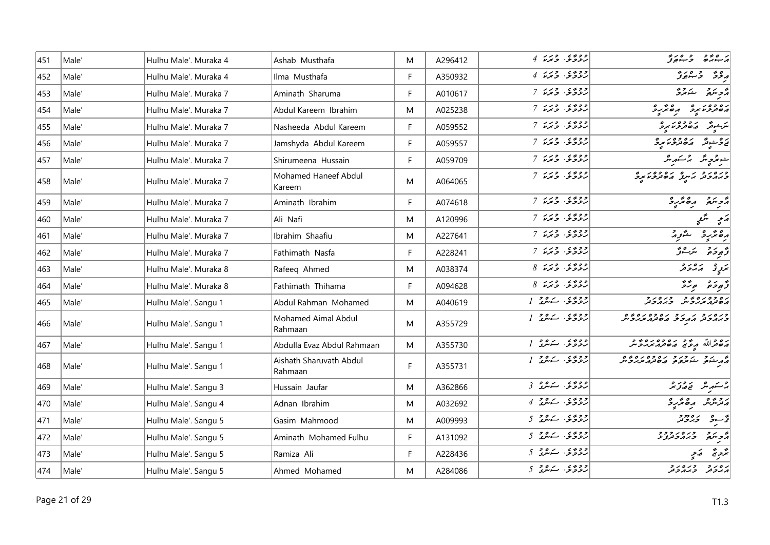| 451 | Male' | Hulhu Male'. Muraka 4 | Ashab Musthafa | M | A296412 | 4 ހުޅުމާލެ. މުރަކަ | އަސްހާބު މުސްތަފާ |
|---|---|---|---|---|---|---|---|
| 452 | Male' | Hulhu Male'. Muraka 4 | Ilma Musthafa | F | A350932 | 4 ހުޅުމާލެ. މުރަކަ | އިލްމާ މުސްތަފާ |
| 453 | Male' | Hulhu Male'. Muraka 7 | Aminath Sharuma | F | A010617 | 7 ހުޅުމާލެ. މުރަކަ | އާމިނަތު ޝަރުމާ |
| 454 | Male' | Hulhu Male'. Muraka 7 | Abdul Kareem Ibrahim | M | A025238 | 7 ހުޅުމާލެ. މުރަކަ | އަބްދުލްކަރީމް އިބްރާހީމް |
| 455 | Male' | Hulhu Male'. Muraka 7 | Nasheeda Abdul Kareem | F | A059552 | 7 ހުޅުމާލެ. މުރަކަ | ނަޝީދާ އަބްދުލްކަރީމް |
| 456 | Male' | Hulhu Male'. Muraka 7 | Jamshyda Abdul Kareem | F | A059557 | 7 ހުޅުމާލެ. މުރަކަ | ޖަމްޝީދާ އަބްދުލްކަރީމް |
| 457 | Male' | Hulhu Male'. Muraka 7 | Shirumeena Hussain | F | A059709 | 7 ހުޅުމާލެ. މުރަކަ | ޝިރުމީނާ ހުސައިން |
| 458 | Male' | Hulhu Male'. Muraka 7 | Mohamed Haneef Abdul Kareem | M | A064065 | 7 ހުޅުމާލެ. މުރަކަ | މުޙައްމަދު ޙަނީފް އަބްދުލްކަރީމް |
| 459 | Male' | Hulhu Male'. Muraka 7 | Aminath Ibrahim | F | A074618 | 7 ހުޅުމާލެ. މުރަކަ | އާމިނަތު އިބްރާހީމް |
| 460 | Male' | Hulhu Male'. Muraka 7 | Ali Nafi | M | A120996 | 7 ހުޅުމާލެ. މުރަކަ | އަލި ނާފި |
| 461 | Male' | Hulhu Male'. Muraka 7 | Ibrahim Shaafiu | M | A227641 | 7 ހުޅުމާލެ. މުރަކަ | އިބްރާހީމް ޝާފިއު |
| 462 | Male' | Hulhu Male'. Muraka 7 | Fathimath Nasfa | F | A228241 | 7 ހުޅުމާލެ. މުރަކަ | ފާތިމަތު ނަސްފާ |
| 463 | Male' | Hulhu Male'. Muraka 8 | Rafeeq Ahmed | M | A038374 | 8 ހުޅުމާލެ. މުރަކަ | ރަފީޤު އަޙްމަދު |
| 464 | Male' | Hulhu Male'. Muraka 8 | Fathimath Thihama | F | A094628 | 8 ހުޅުމާލެ. މުރަކަ | ފާތިމަތު ތިހާމާ |
| 465 | Male' | Hulhu Male'. Sangu 1 | Abdul Rahman Mohamed | M | A040619 | 1 ހުޅުމާލެ. ސަންގު | އަބްދުއްރަޙްމާން މުޙައްމަދު |
| 466 | Male' | Hulhu Male'. Sangu 1 | Mohamed Aimal Abdul Rahmaan | M | A355729 | 1 ހުޅުމާލެ. ސަންގު | މުޙައްމަދު އައިމަލް އަބްދުއްރަޙްމާން |
| 467 | Male' | Hulhu Male'. Sangu 1 | Abdulla Evaz Abdul Rahmaan | M | A355730 | 1 ހުޅުމާލެ. ސަންގު | އަބްދުﷲ އިވާޒް އަބްދުއްރަޙްމާން |
| 468 | Male' | Hulhu Male'. Sangu 1 | Aishath Sharuvath Abdul Rahmaan | F | A355731 | 1 ހުޅުމާލެ. ސަންގު | އާއިޝަތު ޝަރުވަތު އަބްދުއްރަޙްމާން |
| 469 | Male' | Hulhu Male'. Sangu 3 | Hussain Jaufar | M | A362866 | 3 ހުޅުމާލެ. ސަންގު | ހުސައިން ޖައުފަރު |
| 470 | Male' | Hulhu Male'. Sangu 4 | Adnan Ibrahim | M | A032692 | 4 ހުޅުމާލެ. ސަންގު | އަދްނާން އިބްރާހީމް |
| 471 | Male' | Hulhu Male'. Sangu 5 | Gasim Mahmood | M | A009993 | 5 ހުޅުމާލެ. ސަންގު | ޤާސިމް މަޙްމޫދު |
| 472 | Male' | Hulhu Male'. Sangu 5 | Aminath Mohamed Fulhu | F | A131092 | 5 ހުޅުމާލެ. ސަންގު | އާމިނަތު މުޙައްމަދުފުޅު |
| 473 | Male' | Hulhu Male'. Sangu 5 | Ramiza Ali | F | A228436 | 5 ހުޅުމާލެ. ސަންގު | ރާމިޒާ އަލި |
| 474 | Male' | Hulhu Male'. Sangu 5 | Ahmed Mohamed | M | A284086 | 5 ހުޅުމާލެ. ސަންގު | އަޙްމަދު މުޙައްމަދު |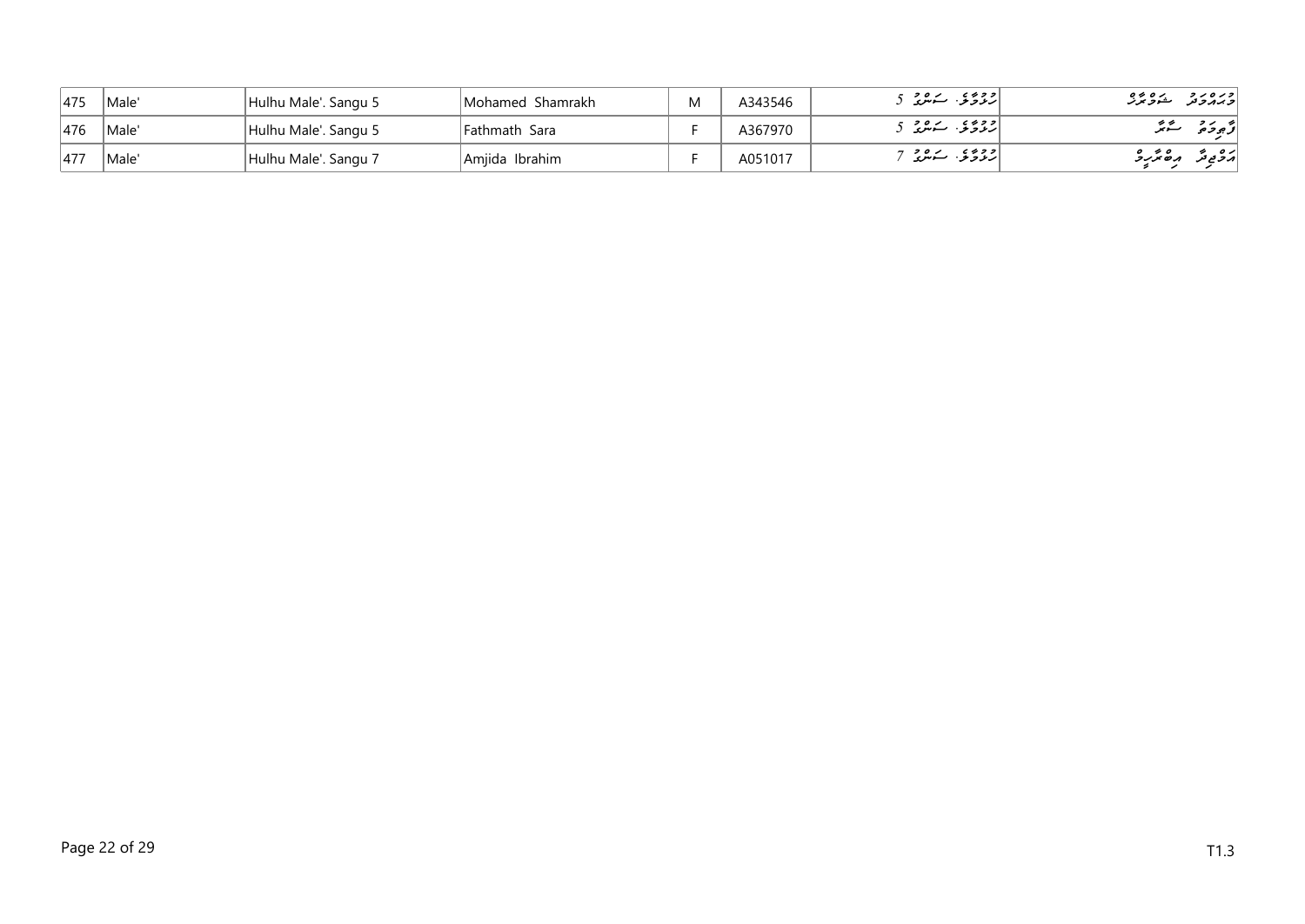| 475 | Male' | Hulhu Male'. Sangu 5 | Mohamed Shamrakh | M | A343546 | ހުޅުމާލެ. ސަންގު 5 | މުހައްމަދު ޝަމްރާޚް |
|---|---|---|---|---|---|---|---|
| 476 | Male' | Hulhu Male'. Sangu 5 | Fathmath Sara | F | A367970 | ހުޅުމާލެ. ސަންގު 5 | ފާތިމަތު ސާރާ |
| 477 | Male' | Hulhu Male'. Sangu 7 | Amjida Ibrahim | F | A051017 | ހުޅުމާލެ. ސަންގު 7 | އަމްޖިދާ އިބްރާހިމް |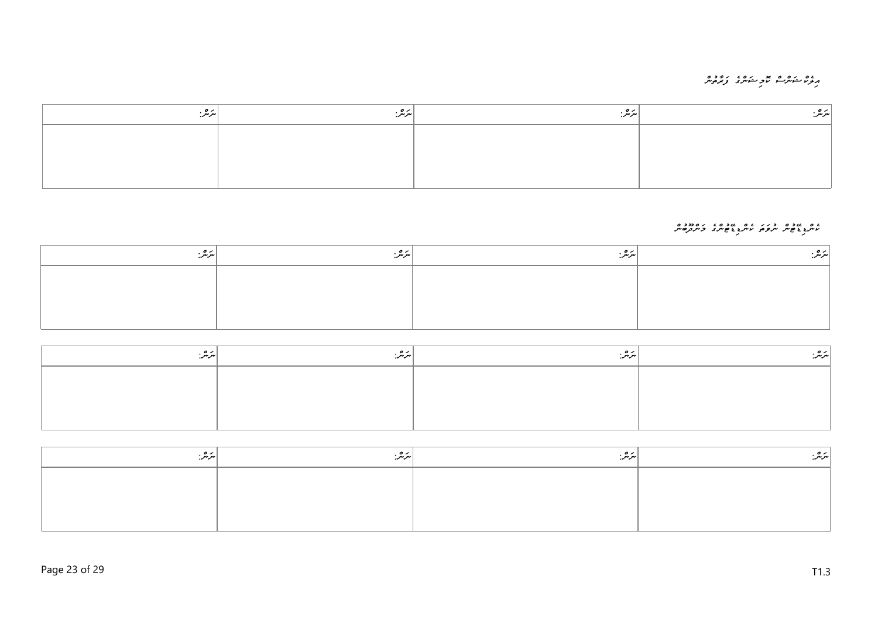# ދިވެހިބަސް ކޮލިޖު ފެމިލީ

| ނަން: | ނަން: | ނަން: | ނަން: |
| --- | --- | --- | --- |
| | | | |

## ކުއްޖާގެ ނަމާއި ކުއްޖާގެ މަންމަގެ ނަން

| ނަން: | ނަން: | ނަން: | ނަން: |
| --- | --- | --- | --- |
| | | | |

| ނަން: | ނަން: | ނަން: | ނަން: |
| --- | --- | --- | --- |
| | | | |

| ނަން: | ނަން: | ނަން: | ނަން: |
| --- | --- | --- | --- |
| | | | |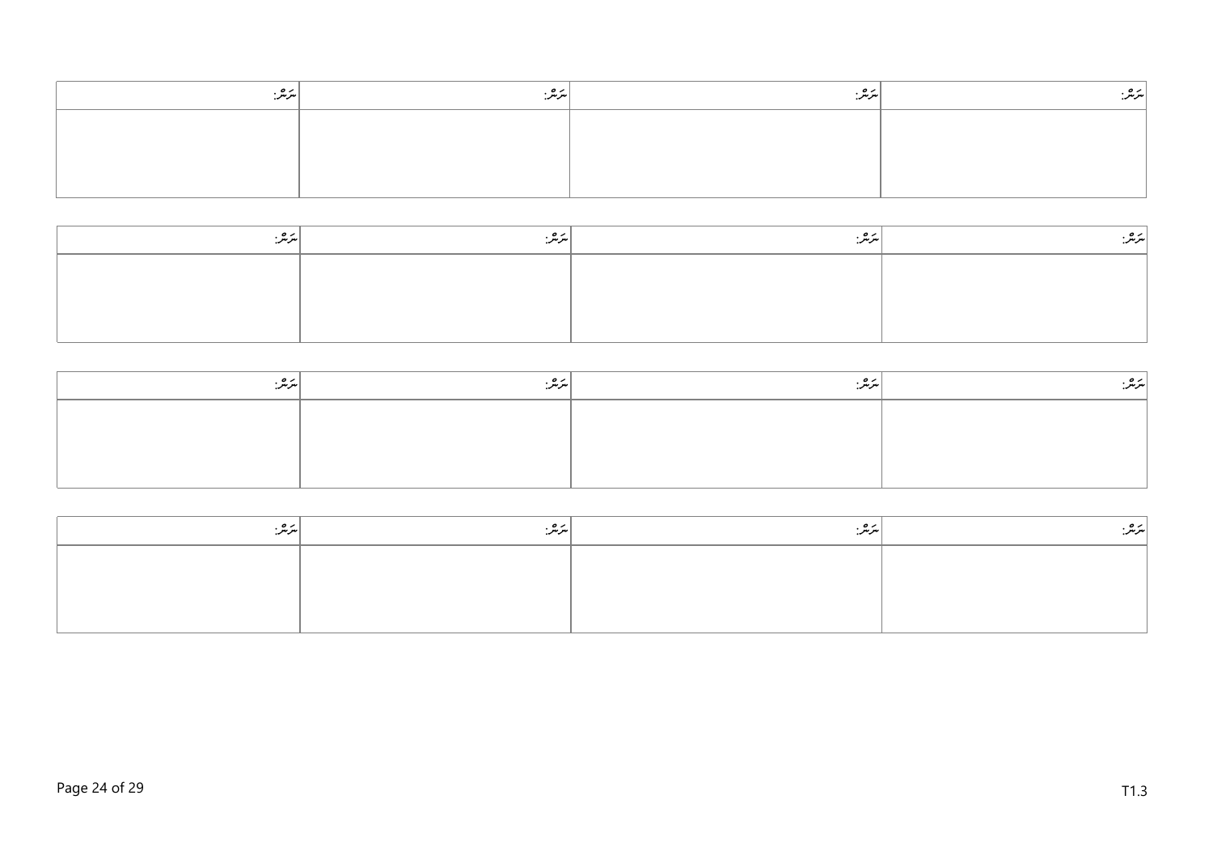| ނަރުދ: | ނަރުދ: | ނަރުދ: | ނަރުދ: |
| --- | --- | --- | --- |
| | | | |

| ނަރުދ: | ނަރުދ: | ނަރުދ: | ނަރުދ: |
| --- | --- | --- | --- |
| | | | |

| ނަރުދ: | ނަރުދ: | ނަރުދ: | ނަރުދ: |
| --- | --- | --- | --- |
| | | | |

| ނަރުދ: | ނަރުދ: | ނަރުދ: | ނަރުދ: |
| --- | --- | --- | --- |
| | | | |

T1.3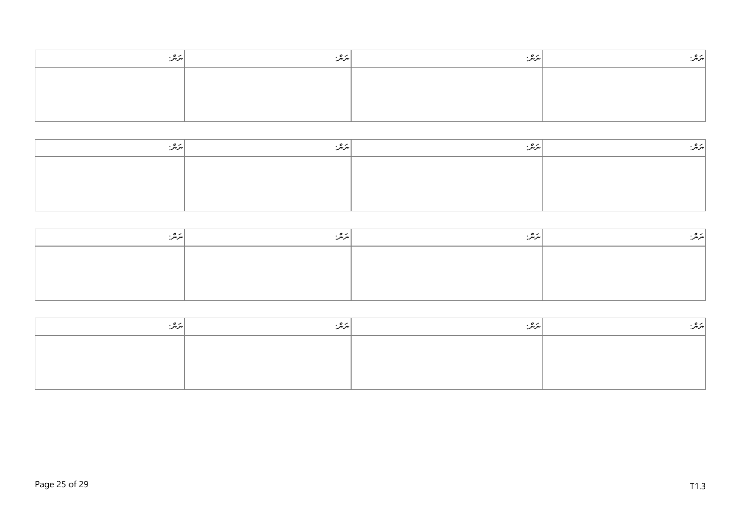| ނަރިށ: | ނަރިށ: | ނަރިށ: | ނަރިށ: |
| --- | --- | --- | --- |
| | | | |

| ނަރިށ: | ނަރިށ: | ނަރިށ: | ނަރިށ: |
| --- | --- | --- | --- |
| | | | |

| ނަރިށ: | ނަރިށ: | ނަރިށ: | ނަރިށ: |
| --- | --- | --- | --- |
| | | | |

| ނަރިށ: | ނަރިށ: | ނަރިށ: | ނަރިށ: |
| --- | --- | --- | --- |
| | | | |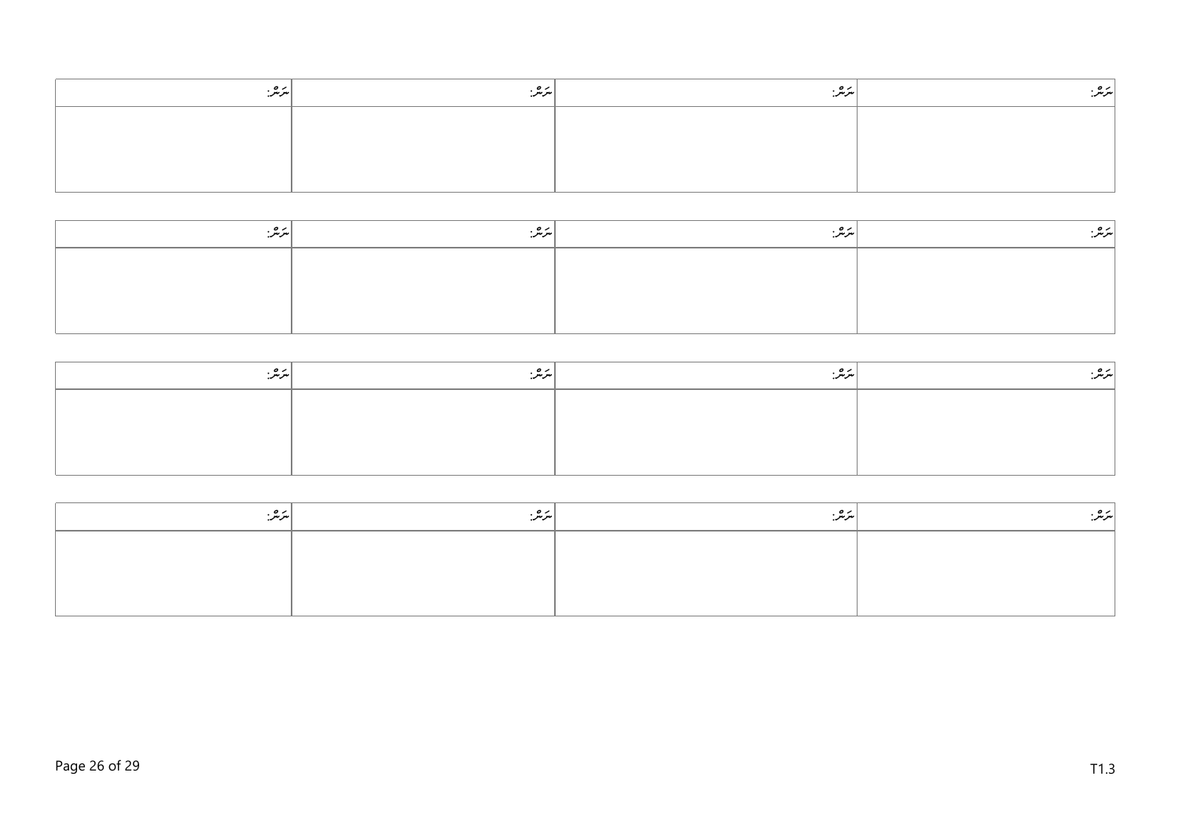| ނަމް: | ނަމް: | ނަމް: | ނަމް: |
| --- | --- | --- | --- |
| | | | |

| ނަމް: | ނަމް: | ނަމް: | ނަމް: |
| --- | --- | --- | --- |
| | | | |

| ނަމް: | ނަމް: | ނަމް: | ނަމް: |
| --- | --- | --- | --- |
| | | | |

| ނަމް: | ނަމް: | ނަމް: | ނަމް: |
| --- | --- | --- | --- |
| | | | |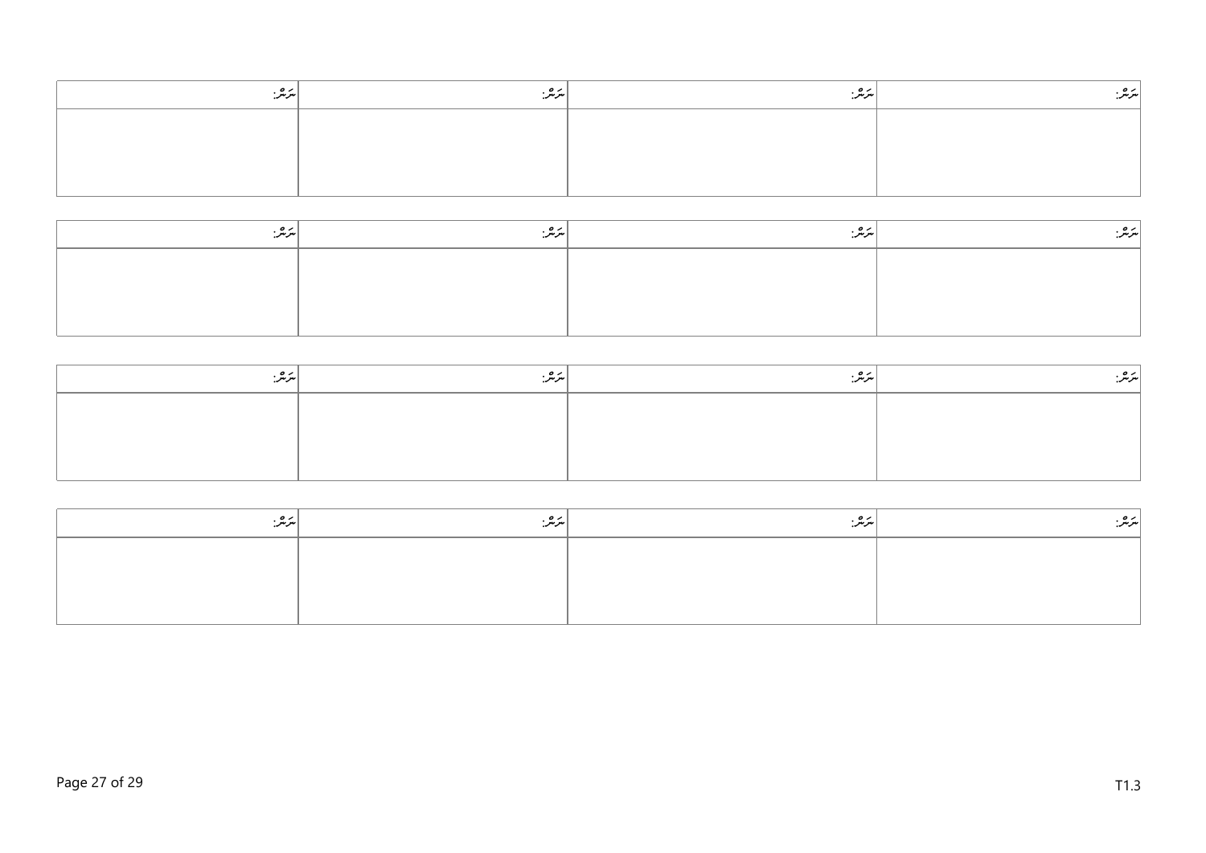| ށަރަދ: | ށަރަދ: | ށަރަދ: | ށަރަދ: |
| --- | --- | --- | --- |
| | | | |

| ށަރަދ: | ށަރަދ: | ށަރަދ: | ށަރަދ: |
| --- | --- | --- | --- |
| | | | |

| ށަރަދ: | ށަރަދ: | ށަރަދ: | ށަރަދ: |
| --- | --- | --- | --- |
| | | | |

| ށަރަދ: | ށަރަދ: | ށަރަދ: | ށަރަދ: |
| --- | --- | --- | --- |
| | | | |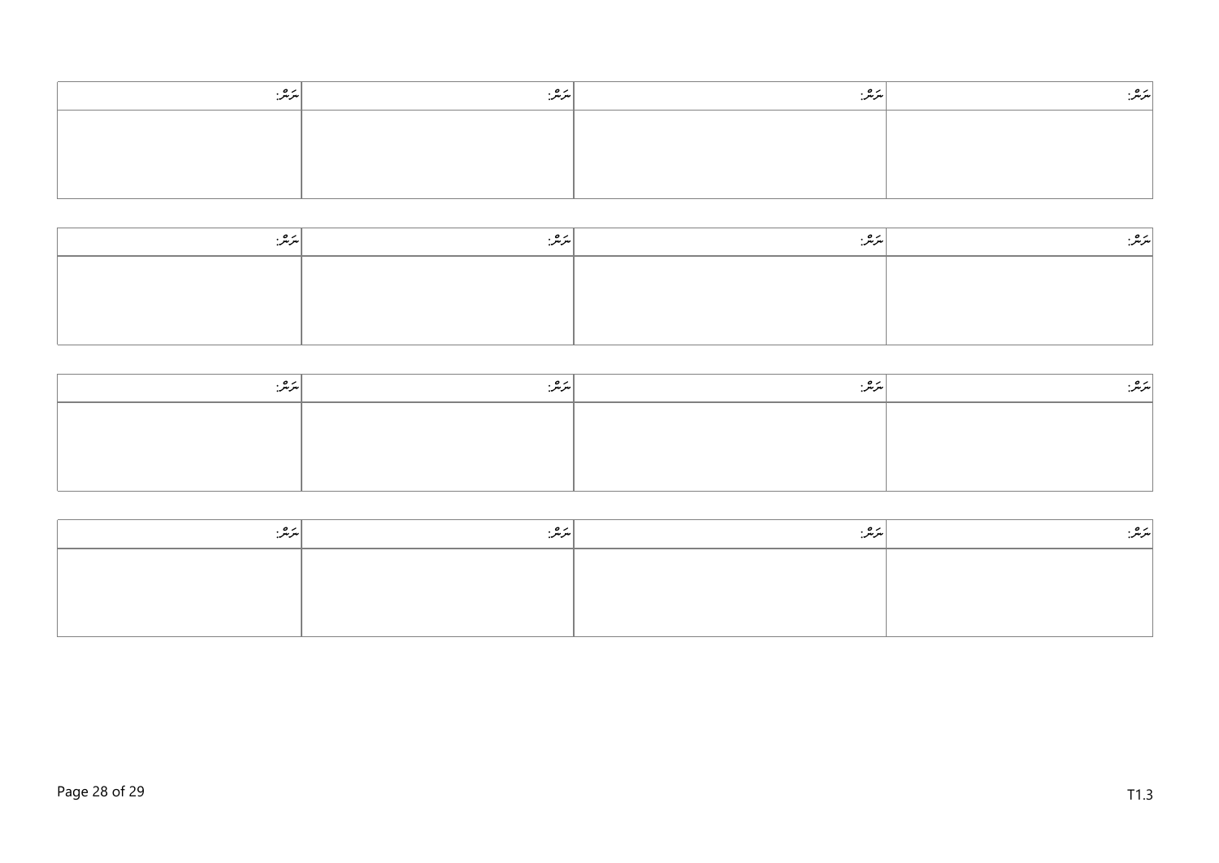| ނަރަދ: | ނަރަދ: | ނަރަދ: | ނަރަދ: |
| --- | --- | --- | --- |
| | | | |

| ނަރަދ: | ނަރަދ: | ނަރަދ: | ނަރަދ: |
| --- | --- | --- | --- |
| | | | |

| ނަރަދ: | ނަރަދ: | ނަރަދ: | ނަރަދ: |
| --- | --- | --- | --- |
| | | | |

| ނަރަދ: | ނަރަދ: | ނަރަދ: | ނަރަދ: |
| --- | --- | --- | --- |
| | | | |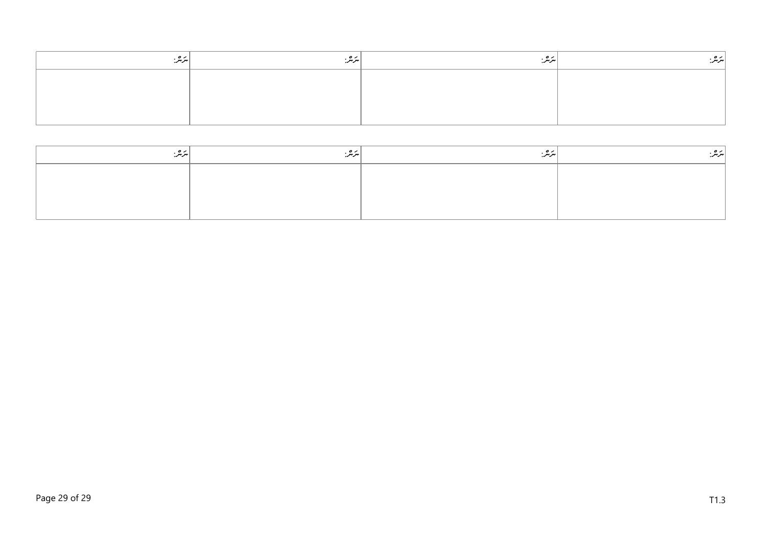| ىَرُىْر: | ىَرُىْر: | ىَرُىْر: | ىَرُىْر: |
| --- | --- | --- | --- |
| | | | |

| ىَرُىْر: | ىَرُىْر: | ىَرُىْر: | ىَرُىْر: |
| --- | --- | --- | --- |
| | | | |